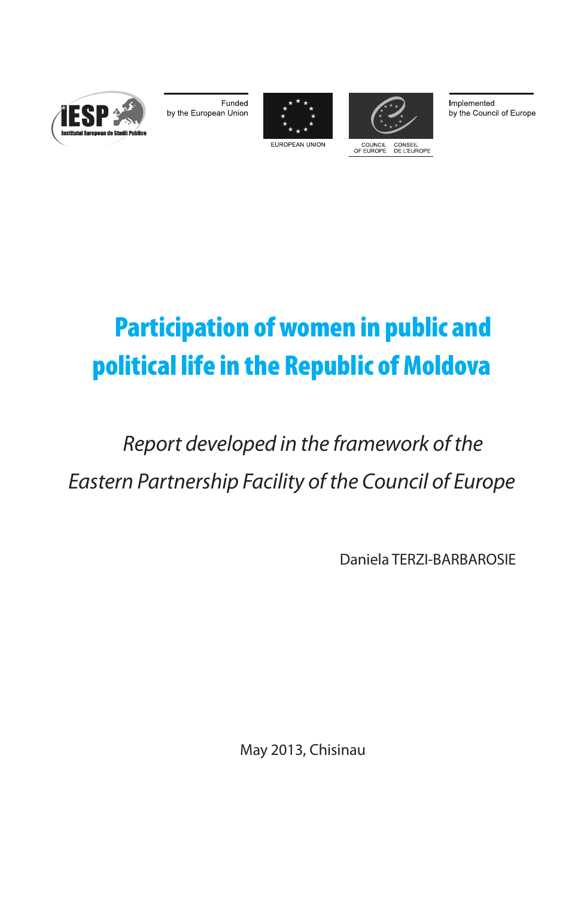Funded by the European Union

Implemented by the Council of Europe

# Participation of women in public and political life in the Republic of Moldova

*Report developed in the framework of the Eastern Partnership Facility of the Council of Europe*

Daniela TERZI-BARBAROSIE

May 2013, Chisinau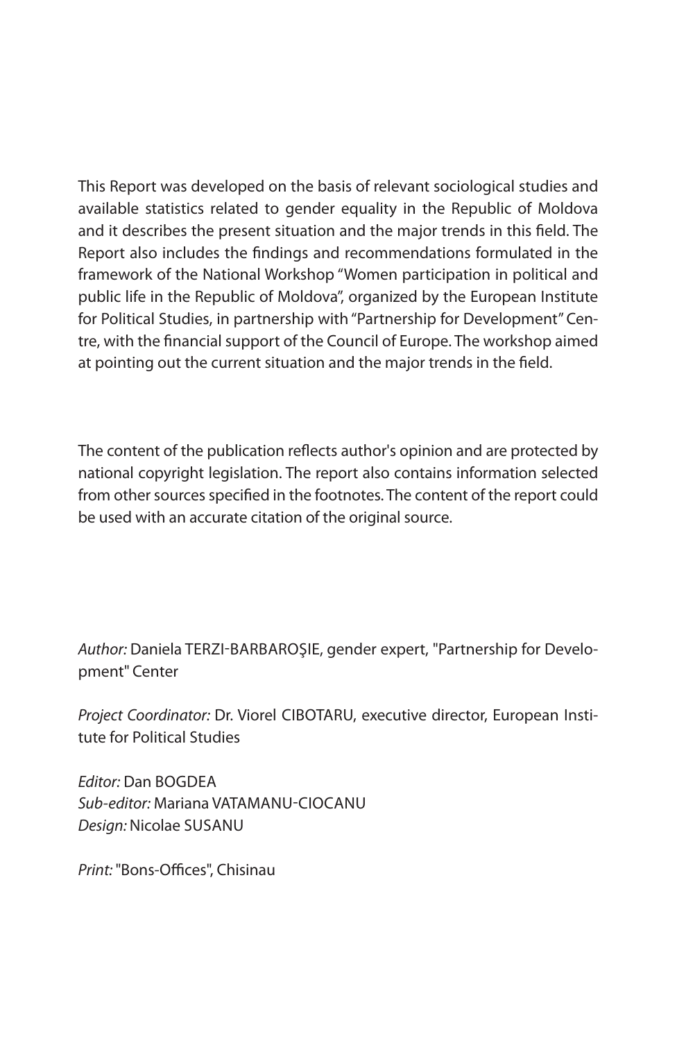This Report was developed on the basis of relevant sociological studies and available statistics related to gender equality in the Republic of Moldova and it describes the present situation and the major trends in this field. The Report also includes the findings and recommendations formulated in the framework of the National Workshop "Women participation in political and public life in the Republic of Moldova", organized by the European Institute for Political Studies, in partnership with "Partnership for Development" Centre, with the financial support of the Council of Europe. The workshop aimed at pointing out the current situation and the major trends in the field.

The content of the publication reflects author's opinion and are protected by national copyright legislation. The report also contains information selected from other sources specified in the footnotes. The content of the report could be used with an accurate citation of the original source.

*Author:* Daniela TERZI-BARBAROŞIE, gender expert, "Partnership for Development" Center

*Project Coordinator:* Dr. Viorel CIBOTARU, executive director, European Institute for Political Studies

*Editor:* Dan BOGDEA
*Sub-editor:* Mariana VATAMANU-CIOCANU
*Design:* Nicolae SUSANU

*Print:* "Bons-Offices", Chisinau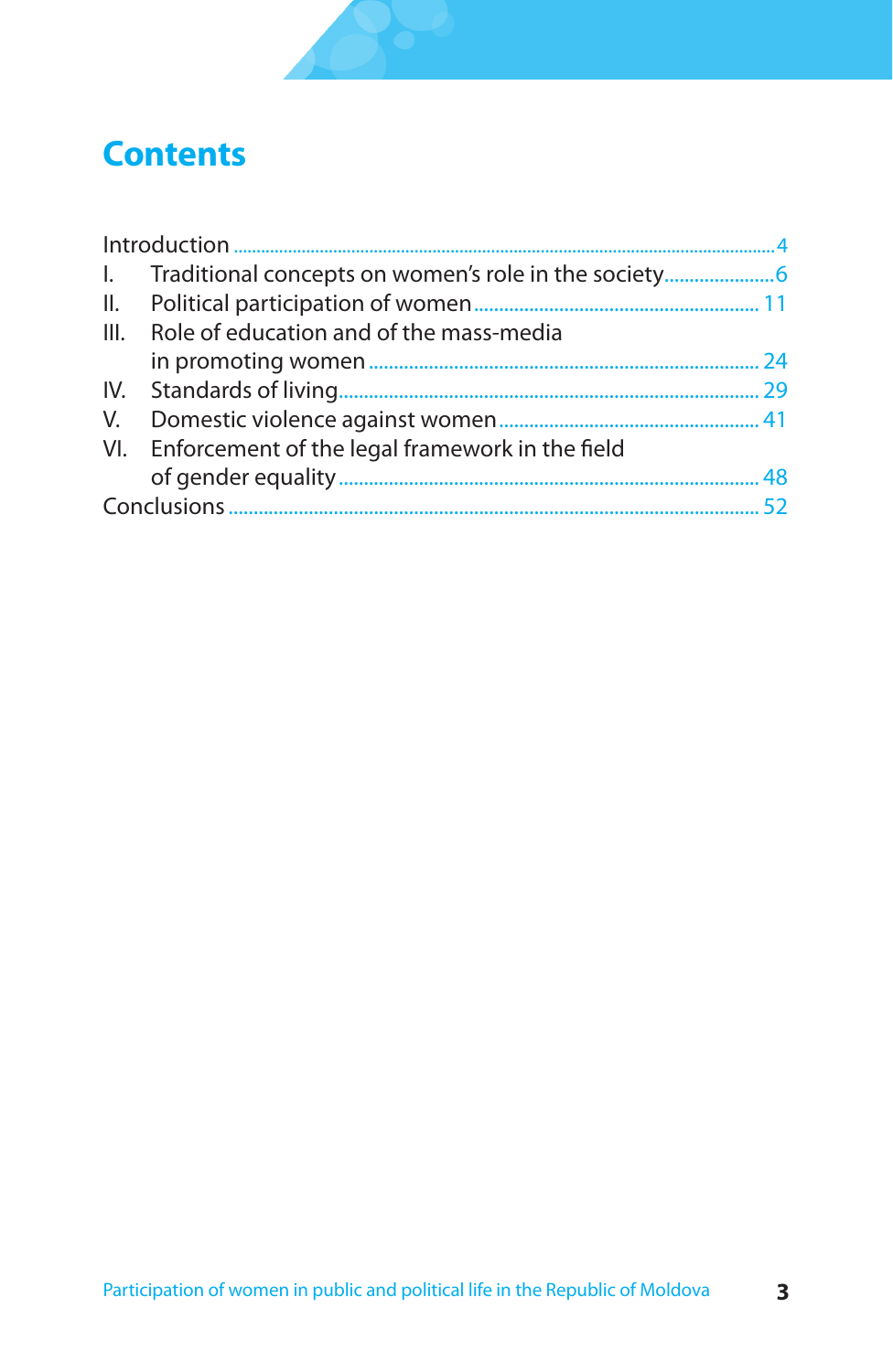# Contents

Introduction .......... 4
I. Traditional concepts on women's role in the society .......... 6
II. Political participation of women .......... 11
III. Role of education and of the mass-media in promoting women .......... 24
IV. Standards of living .......... 29
V. Domestic violence against women .......... 41
VI. Enforcement of the legal framework in the field of gender equality .......... 48
Conclusions .......... 52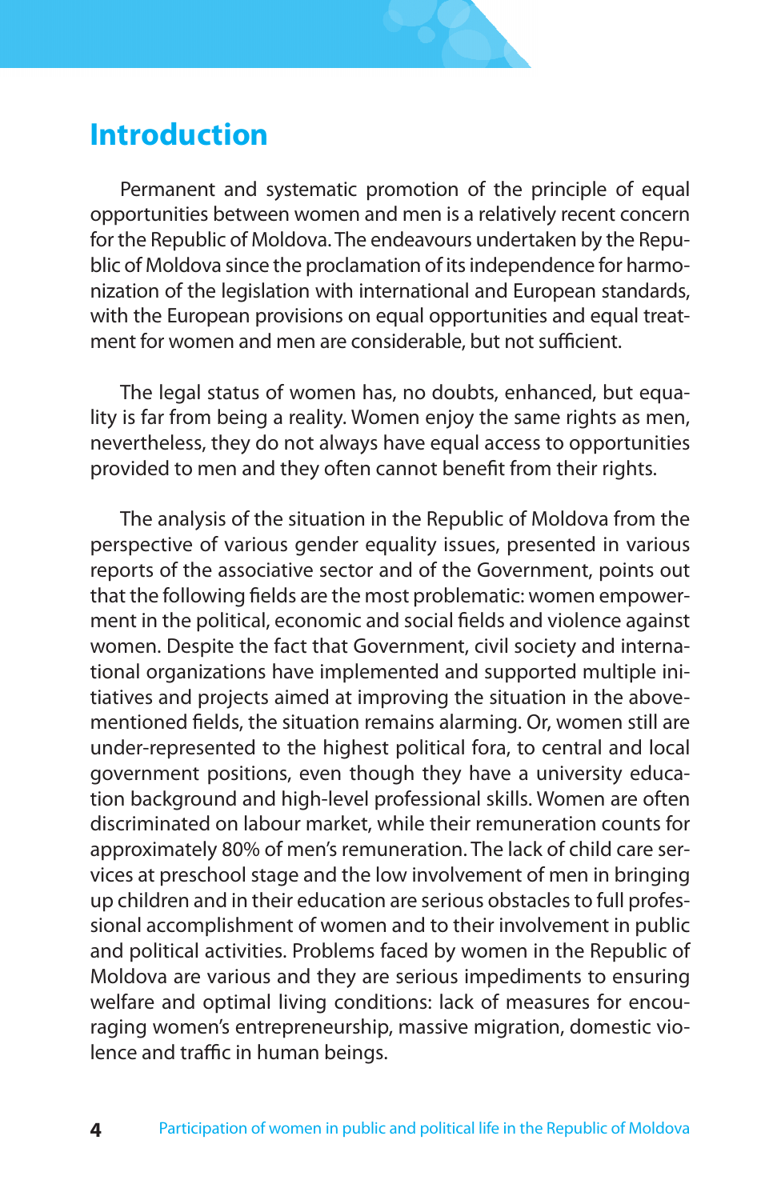# Introduction

Permanent and systematic promotion of the principle of equal opportunities between women and men is a relatively recent concern for the Republic of Moldova. The endeavours undertaken by the Republic of Moldova since the proclamation of its independence for harmonization of the legislation with international and European standards, with the European provisions on equal opportunities and equal treatment for women and men are considerable, but not sufficient.

The legal status of women has, no doubts, enhanced, but equality is far from being a reality. Women enjoy the same rights as men, nevertheless, they do not always have equal access to opportunities provided to men and they often cannot benefit from their rights.

The analysis of the situation in the Republic of Moldova from the perspective of various gender equality issues, presented in various reports of the associative sector and of the Government, points out that the following fields are the most problematic: women empowerment in the political, economic and social fields and violence against women. Despite the fact that Government, civil society and international organizations have implemented and supported multiple initiatives and projects aimed at improving the situation in the above-mentioned fields, the situation remains alarming. Or, women still are under-represented to the highest political fora, to central and local government positions, even though they have a university education background and high-level professional skills. Women are often discriminated on labour market, while their remuneration counts for approximately 80% of men's remuneration. The lack of child care services at preschool stage and the low involvement of men in bringing up children and in their education are serious obstacles to full professional accomplishment of women and to their involvement in public and political activities. Problems faced by women in the Republic of Moldova are various and they are serious impediments to ensuring welfare and optimal living conditions: lack of measures for encouraging women's entrepreneurship, massive migration, domestic violence and traffic in human beings.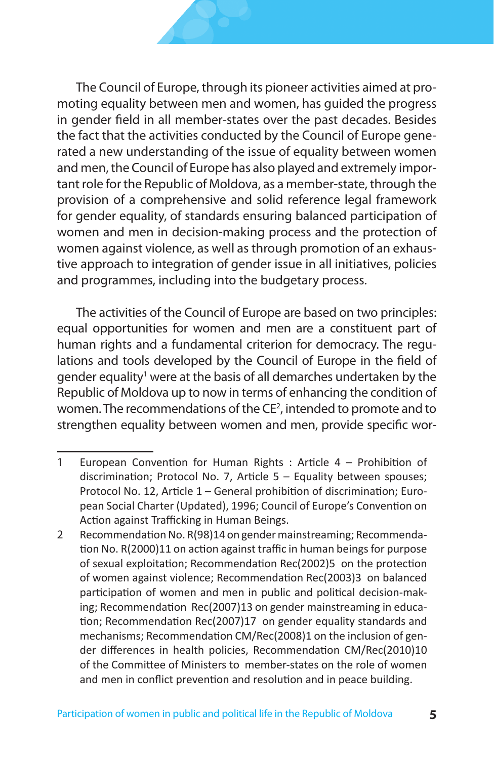The Council of Europe, through its pioneer activities aimed at promoting equality between men and women, has guided the progress in gender field in all member-states over the past decades. Besides the fact that the activities conducted by the Council of Europe generated a new understanding of the issue of equality between women and men, the Council of Europe has also played and extremely important role for the Republic of Moldova, as a member-state, through the provision of a comprehensive and solid reference legal framework for gender equality, of standards ensuring balanced participation of women and men in decision-making process and the protection of women against violence, as well as through promotion of an exhaustive approach to integration of gender issue in all initiatives, policies and programmes, including into the budgetary process.

The activities of the Council of Europe are based on two principles: equal opportunities for women and men are a constituent part of human rights and a fundamental criterion for democracy. The regulations and tools developed by the Council of Europe in the field of gender equality[1] were at the basis of all demarches undertaken by the Republic of Moldova up to now in terms of enhancing the condition of women. The recommendations of the CE[2], intended to promote and to strengthen equality between women and men, provide specific wor-

---

1 European Convention for Human Rights : Article 4 – Prohibition of discrimination; Protocol No. 7, Article 5 – Equality between spouses; Protocol No. 12, Article 1 – General prohibition of discrimination; European Social Charter (Updated), 1996; Council of Europe's Convention on Action against Trafficking in Human Beings.

2 Recommendation No. R(98)14 on gender mainstreaming; Recommendation No. R(2000)11 on action against traffic in human beings for purpose of sexual exploitation; Recommendation Rec(2002)5 on the protection of women against violence; Recommendation Rec(2003)3 on balanced participation of women and men in public and political decision-making; Recommendation Rec(2007)13 on gender mainstreaming in education; Recommendation Rec(2007)17 on gender equality standards and mechanisms; Recommendation CM/Rec(2008)1 on the inclusion of gender differences in health policies, Recommendation CM/Rec(2010)10 of the Committee of Ministers to member-states on the role of women and men in conflict prevention and resolution and in peace building.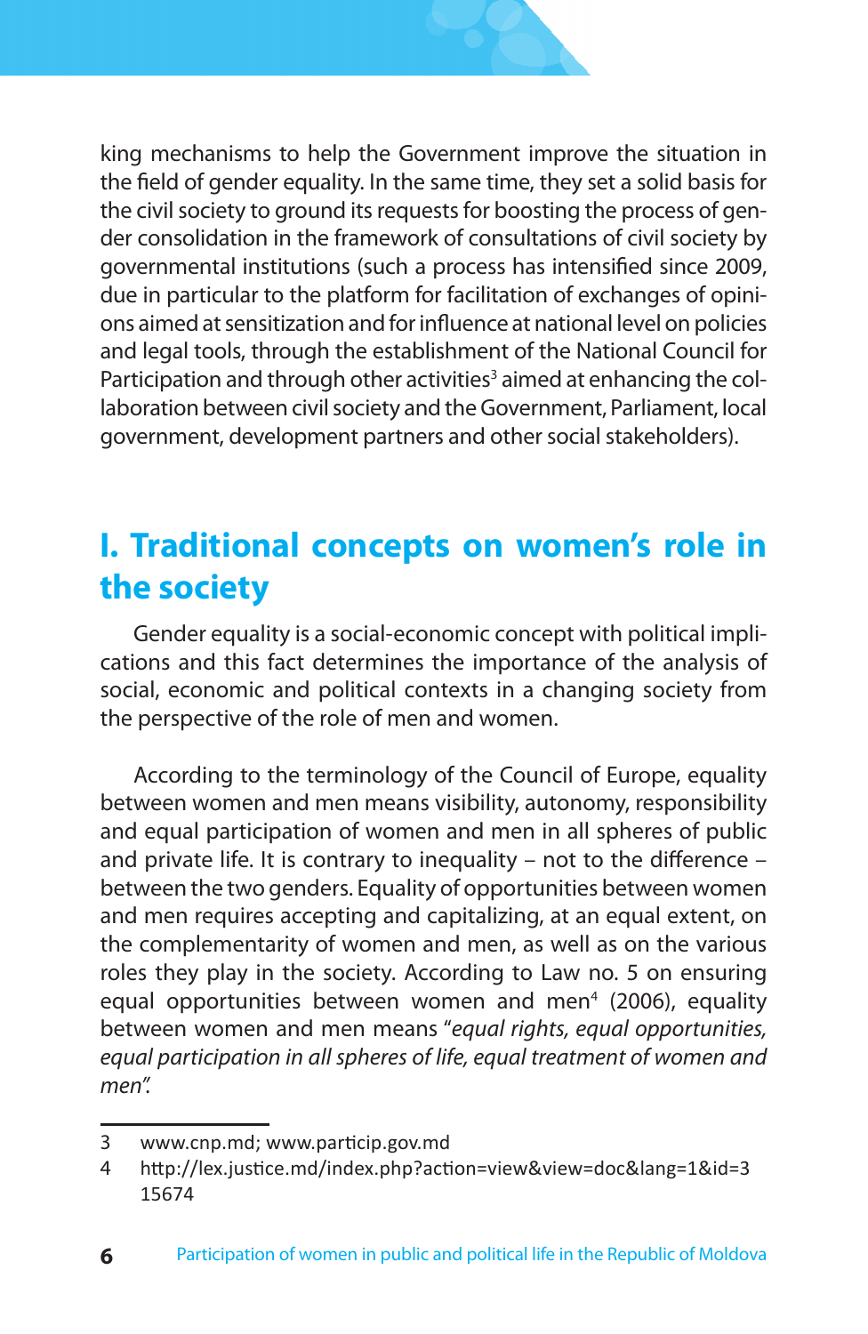king mechanisms to help the Government improve the situation in the field of gender equality. In the same time, they set a solid basis for the civil society to ground its requests for boosting the process of gender consolidation in the framework of consultations of civil society by governmental institutions (such a process has intensified since 2009, due in particular to the platform for facilitation of exchanges of opinions aimed at sensitization and for influence at national level on policies and legal tools, through the establishment of the National Council for Participation and through other activities[3] aimed at enhancing the collaboration between civil society and the Government, Parliament, local government, development partners and other social stakeholders).

## I. Traditional concepts on women's role in the society

Gender equality is a social-economic concept with political implications and this fact determines the importance of the analysis of social, economic and political contexts in a changing society from the perspective of the role of men and women.

According to the terminology of the Council of Europe, equality between women and men means visibility, autonomy, responsibility and equal participation of women and men in all spheres of public and private life. It is contrary to inequality – not to the difference – between the two genders. Equality of opportunities between women and men requires accepting and capitalizing, at an equal extent, on the complementarity of women and men, as well as on the various roles they play in the society. According to Law no. 5 on ensuring equal opportunities between women and men[4] (2006), equality between women and men means "*equal rights, equal opportunities, equal participation in all spheres of life, equal treatment of women and men*".

---

3 www.cnp.md; www.particip.gov.md

4 http://lex.justice.md/index.php?action=view&view=doc&lang=1&id=315674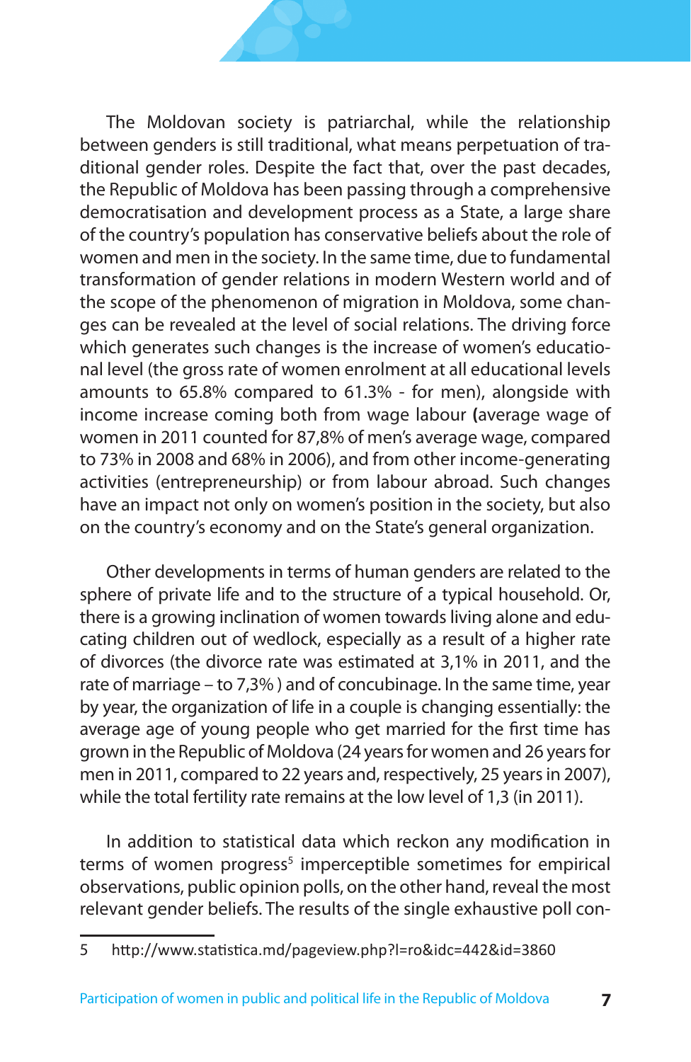The Moldovan society is patriarchal, while the relationship between genders is still traditional, what means perpetuation of traditional gender roles. Despite the fact that, over the past decades, the Republic of Moldova has been passing through a comprehensive democratisation and development process as a State, a large share of the country's population has conservative beliefs about the role of women and men in the society. In the same time, due to fundamental transformation of gender relations in modern Western world and of the scope of the phenomenon of migration in Moldova, some changes can be revealed at the level of social relations. The driving force which generates such changes is the increase of women's educational level (the gross rate of women enrolment at all educational levels amounts to 65.8% compared to 61.3% - for men), alongside with income increase coming both from wage labour **(**average wage of women in 2011 counted for 87,8% of men's average wage, compared to 73% in 2008 and 68% in 2006), and from other income-generating activities (entrepreneurship) or from labour abroad. Such changes have an impact not only on women's position in the society, but also on the country's economy and on the State's general organization.

Other developments in terms of human genders are related to the sphere of private life and to the structure of a typical household. Or, there is a growing inclination of women towards living alone and educating children out of wedlock, especially as a result of a higher rate of divorces (the divorce rate was estimated at 3,1% in 2011, and the rate of marriage – to 7,3% ) and of concubinage. In the same time, year by year, the organization of life in a couple is changing essentially: the average age of young people who get married for the first time has grown in the Republic of Moldova (24 years for women and 26 years for men in 2011, compared to 22 years and, respectively, 25 years in 2007), while the total fertility rate remains at the low level of 1,3 (in 2011).

In addition to statistical data which reckon any modification in terms of women progress[5] imperceptible sometimes for empirical observations, public opinion polls, on the other hand, reveal the most relevant gender beliefs. The results of the single exhaustive poll con-

---

5 http://www.statistica.md/pageview.php?l=ro&idc=442&id=3860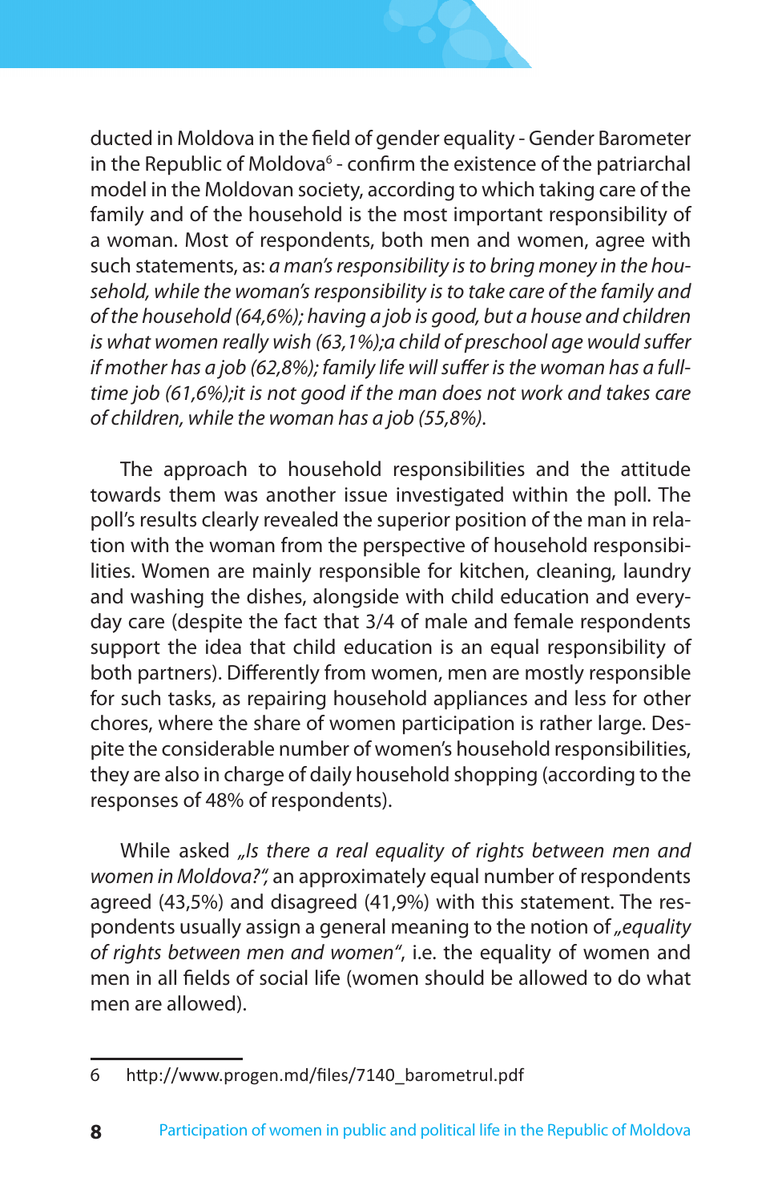ducted in Moldova in the field of gender equality - Gender Barometer in the Republic of Moldova[6] - confirm the existence of the patriarchal model in the Moldovan society, according to which taking care of the family and of the household is the most important responsibility of a woman. Most of respondents, both men and women, agree with such statements, as: *a man's responsibility is to bring money in the household, while the woman's responsibility is to take care of the family and of the household (64,6%); having a job is good, but a house and children is what women really wish (63,1%);a child of preschool age would suffer if mother has a job (62,8%); family life will suffer is the woman has a full-time job (61,6%);it is not good if the man does not work and takes care of children, while the woman has a job (55,8%).*

The approach to household responsibilities and the attitude towards them was another issue investigated within the poll. The poll's results clearly revealed the superior position of the man in relation with the woman from the perspective of household responsibilities. Women are mainly responsible for kitchen, cleaning, laundry and washing the dishes, alongside with child education and everyday care (despite the fact that 3/4 of male and female respondents support the idea that child education is an equal responsibility of both partners). Differently from women, men are mostly responsible for such tasks, as repairing household appliances and less for other chores, where the share of women participation is rather large. Despite the considerable number of women's household responsibilities, they are also in charge of daily household shopping (according to the responses of 48% of respondents).

While asked *„Is there a real equality of rights between men and women in Moldova?",* an approximately equal number of respondents agreed (43,5%) and disagreed (41,9%) with this statement. The respondents usually assign a general meaning to the notion of *„equality of rights between men and women"*, i.e. the equality of women and men in all fields of social life (women should be allowed to do what men are allowed).

---

6 http://www.progen.md/files/7140_barometrul.pdf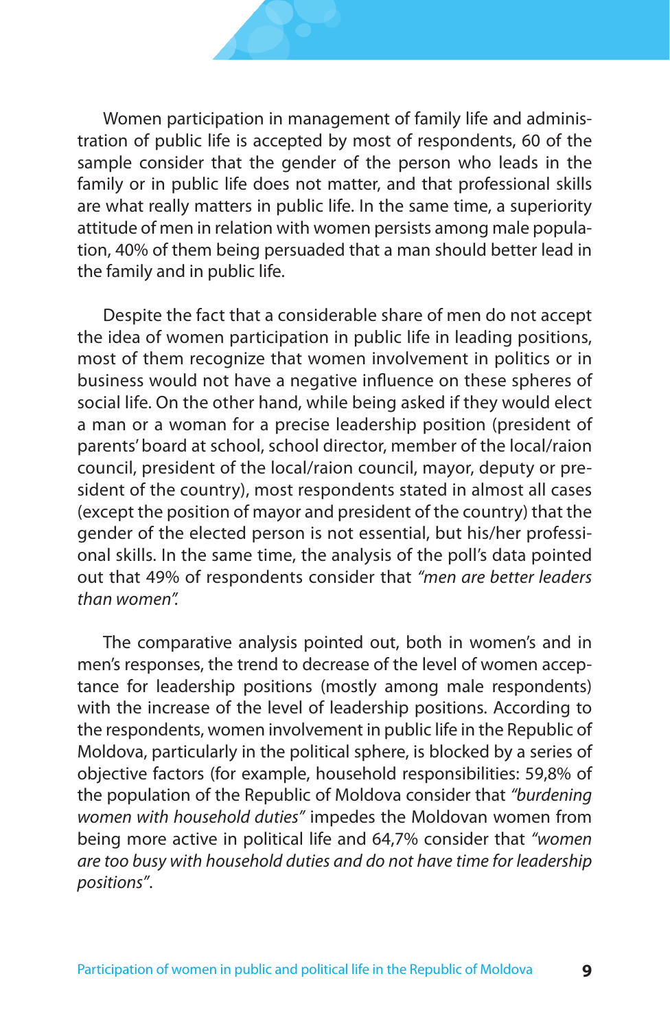Women participation in management of family life and administration of public life is accepted by most of respondents, 60 of the sample consider that the gender of the person who leads in the family or in public life does not matter, and that professional skills are what really matters in public life. In the same time, a superiority attitude of men in relation with women persists among male population, 40% of them being persuaded that a man should better lead in the family and in public life.

Despite the fact that a considerable share of men do not accept the idea of women participation in public life in leading positions, most of them recognize that women involvement in politics or in business would not have a negative influence on these spheres of social life. On the other hand, while being asked if they would elect a man or a woman for a precise leadership position (president of parents' board at school, school director, member of the local/raion council, president of the local/raion council, mayor, deputy or president of the country), most respondents stated in almost all cases (except the position of mayor and president of the country) that the gender of the elected person is not essential, but his/her professional skills. In the same time, the analysis of the poll's data pointed out that 49% of respondents consider that *"men are better leaders than women".*

The comparative analysis pointed out, both in women's and in men's responses, the trend to decrease of the level of women acceptance for leadership positions (mostly among male respondents) with the increase of the level of leadership positions. According to the respondents, women involvement in public life in the Republic of Moldova, particularly in the political sphere, is blocked by a series of objective factors (for example, household responsibilities: 59,8% of the population of the Republic of Moldova consider that *"burdening women with household duties"* impedes the Moldovan women from being more active in political life and 64,7% consider that *"women are too busy with household duties and do not have time for leadership positions"*.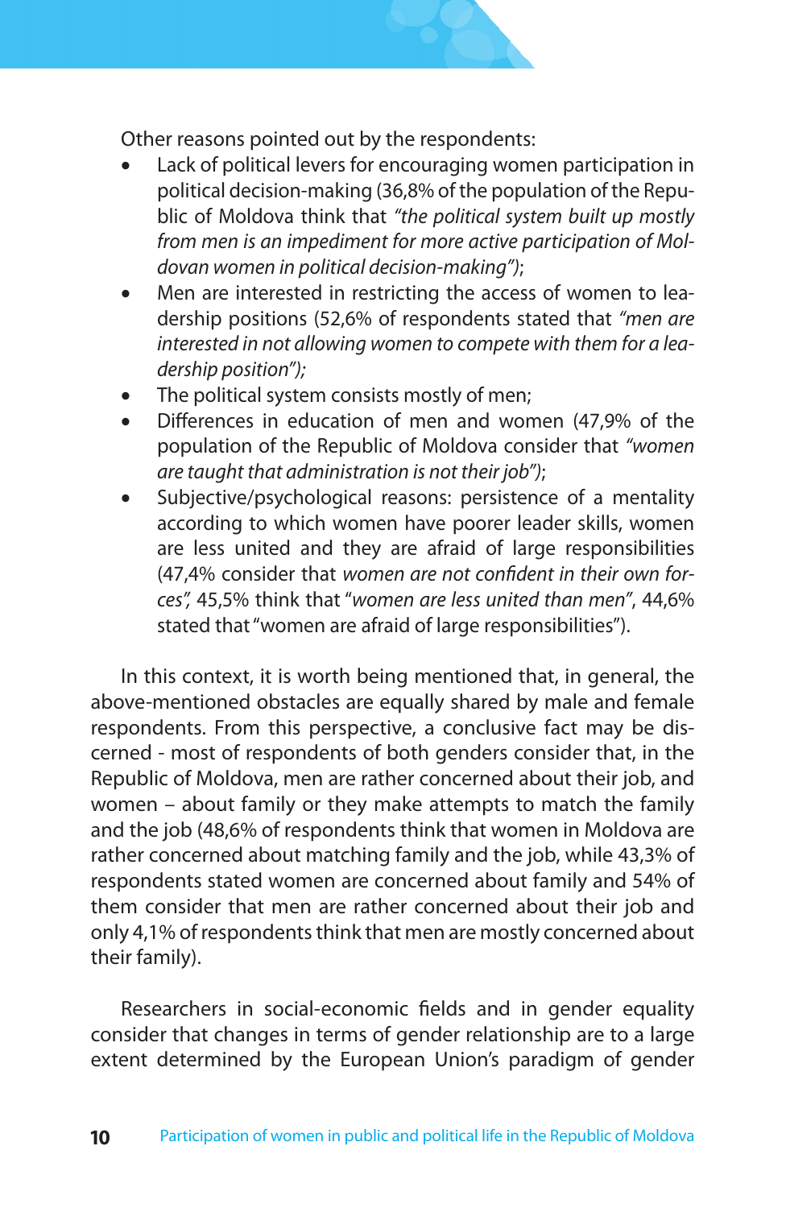Other reasons pointed out by the respondents:

- Lack of political levers for encouraging women participation in political decision-making (36,8% of the population of the Republic of Moldova think that *"the political system built up mostly from men is an impediment for more active participation of Moldovan women in political decision-making"*);
- Men are interested in restricting the access of women to leadership positions (52,6% of respondents stated that *"men are interested in not allowing women to compete with them for a leadership position");*
- The political system consists mostly of men;
- Differences in education of men and women (47,9% of the population of the Republic of Moldova consider that *"women are taught that administration is not their job")*;
- Subjective/psychological reasons: persistence of a mentality according to which women have poorer leader skills, women are less united and they are afraid of large responsibilities (47,4% consider that *women are not confident in their own forces",* 45,5% think that "*women are less united than men*", 44,6% stated that "women are afraid of large responsibilities").

In this context, it is worth being mentioned that, in general, the above-mentioned obstacles are equally shared by male and female respondents. From this perspective, a conclusive fact may be discerned - most of respondents of both genders consider that, in the Republic of Moldova, men are rather concerned about their job, and women – about family or they make attempts to match the family and the job (48,6% of respondents think that women in Moldova are rather concerned about matching family and the job, while 43,3% of respondents stated women are concerned about family and 54% of them consider that men are rather concerned about their job and only 4,1% of respondents think that men are mostly concerned about their family).

Researchers in social-economic fields and in gender equality consider that changes in terms of gender relationship are to a large extent determined by the European Union's paradigm of gender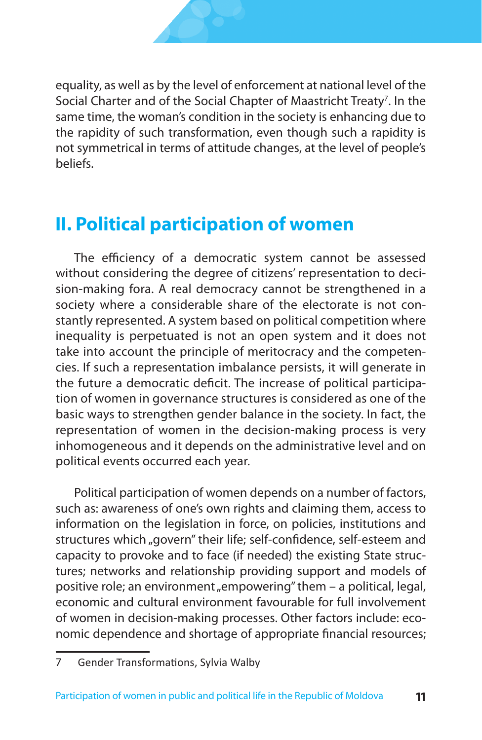equality, as well as by the level of enforcement at national level of the Social Charter and of the Social Chapter of Maastricht Treaty[7]. In the same time, the woman's condition in the society is enhancing due to the rapidity of such transformation, even though such a rapidity is not symmetrical in terms of attitude changes, at the level of people's beliefs.

## II. Political participation of women

The efficiency of a democratic system cannot be assessed without considering the degree of citizens' representation to decision-making fora. A real democracy cannot be strengthened in a society where a considerable share of the electorate is not constantly represented. A system based on political competition where inequality is perpetuated is not an open system and it does not take into account the principle of meritocracy and the competencies. If such a representation imbalance persists, it will generate in the future a democratic deficit. The increase of political participation of women in governance structures is considered as one of the basic ways to strengthen gender balance in the society. In fact, the representation of women in the decision-making process is very inhomogeneous and it depends on the administrative level and on political events occurred each year.

Political participation of women depends on a number of factors, such as: awareness of one's own rights and claiming them, access to information on the legislation in force, on policies, institutions and structures which „govern" their life; self-confidence, self-esteem and capacity to provoke and to face (if needed) the existing State structures; networks and relationship providing support and models of positive role; an environment „empowering" them – a political, legal, economic and cultural environment favourable for full involvement of women in decision-making processes. Other factors include: economic dependence and shortage of appropriate financial resources;

---

7 Gender Transformations, Sylvia Walby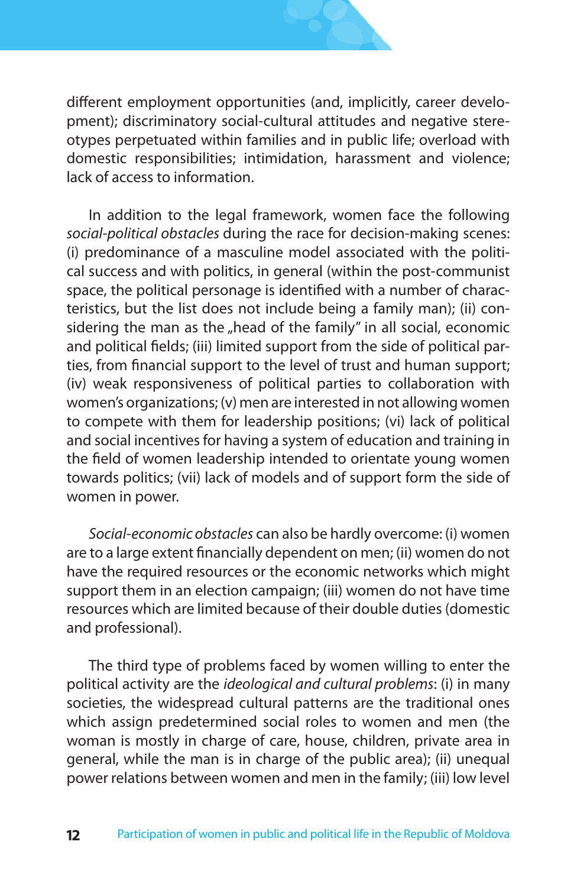different employment opportunities (and, implicitly, career development); discriminatory social-cultural attitudes and negative stereotypes perpetuated within families and in public life; overload with domestic responsibilities; intimidation, harassment and violence; lack of access to information.

In addition to the legal framework, women face the following *social-political obstacles* during the race for decision-making scenes: (i) predominance of a masculine model associated with the political success and with politics, in general (within the post-communist space, the political personage is identified with a number of characteristics, but the list does not include being a family man); (ii) considering the man as the „head of the family" in all social, economic and political fields; (iii) limited support from the side of political parties, from financial support to the level of trust and human support; (iv) weak responsiveness of political parties to collaboration with women's organizations; (v) men are interested in not allowing women to compete with them for leadership positions; (vi) lack of political and social incentives for having a system of education and training in the field of women leadership intended to orientate young women towards politics; (vii) lack of models and of support form the side of women in power.

*Social-economic obstacles* can also be hardly overcome: (i) women are to a large extent financially dependent on men; (ii) women do not have the required resources or the economic networks which might support them in an election campaign; (iii) women do not have time resources which are limited because of their double duties (domestic and professional).

The third type of problems faced by women willing to enter the political activity are the *ideological and cultural problems*: (i) in many societies, the widespread cultural patterns are the traditional ones which assign predetermined social roles to women and men (the woman is mostly in charge of care, house, children, private area in general, while the man is in charge of the public area); (ii) unequal power relations between women and men in the family; (iii) low level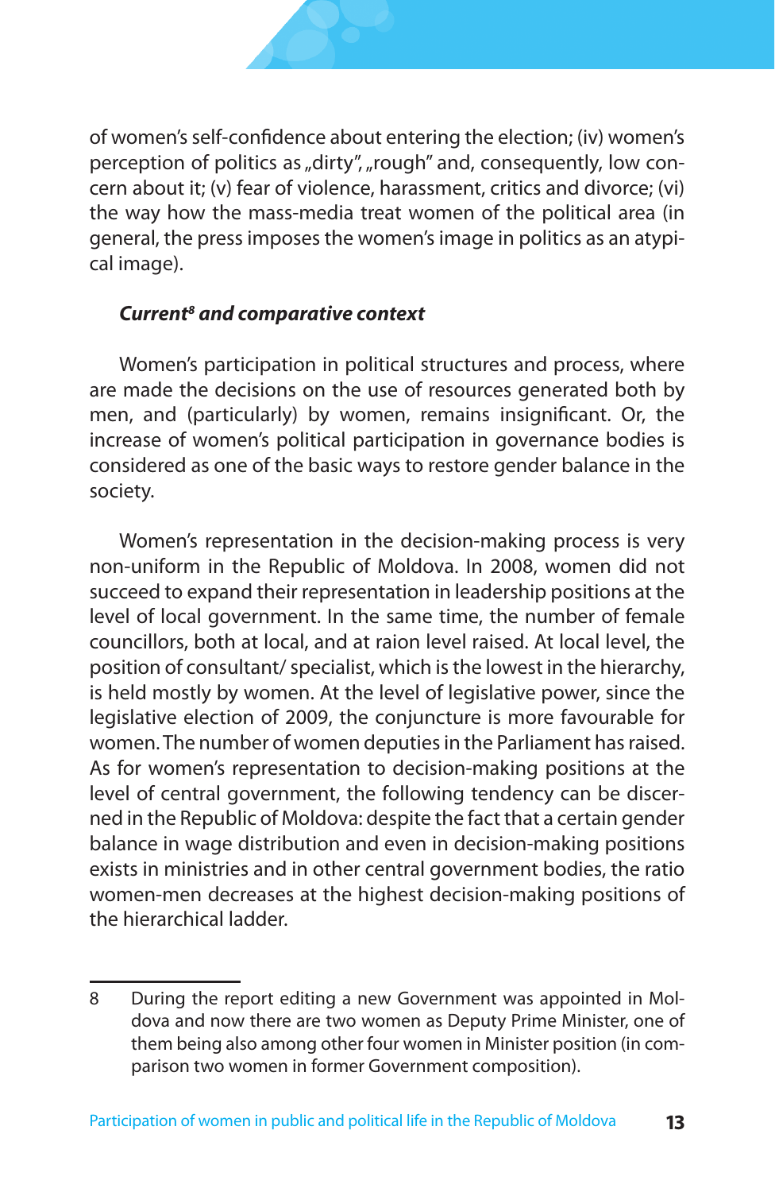of women's self-confidence about entering the election; (iv) women's perception of politics as „dirty", „rough" and, consequently, low concern about it; (v) fear of violence, harassment, critics and divorce; (vi) the way how the mass-media treat women of the political area (in general, the press imposes the women's image in politics as an atypical image).

***Current[8] and comparative context***

Women's participation in political structures and process, where are made the decisions on the use of resources generated both by men, and (particularly) by women, remains insignificant. Or, the increase of women's political participation in governance bodies is considered as one of the basic ways to restore gender balance in the society.

Women's representation in the decision-making process is very non-uniform in the Republic of Moldova. In 2008, women did not succeed to expand their representation in leadership positions at the level of local government. In the same time, the number of female councillors, both at local, and at raion level raised. At local level, the position of consultant/ specialist, which is the lowest in the hierarchy, is held mostly by women. At the level of legislative power, since the legislative election of 2009, the conjuncture is more favourable for women. The number of women deputies in the Parliament has raised. As for women's representation to decision-making positions at the level of central government, the following tendency can be discerned in the Republic of Moldova: despite the fact that a certain gender balance in wage distribution and even in decision-making positions exists in ministries and in other central government bodies, the ratio women-men decreases at the highest decision-making positions of the hierarchical ladder.

---

8 During the report editing a new Government was appointed in Moldova and now there are two women as Deputy Prime Minister, one of them being also among other four women in Minister position (in comparison two women in former Government composition).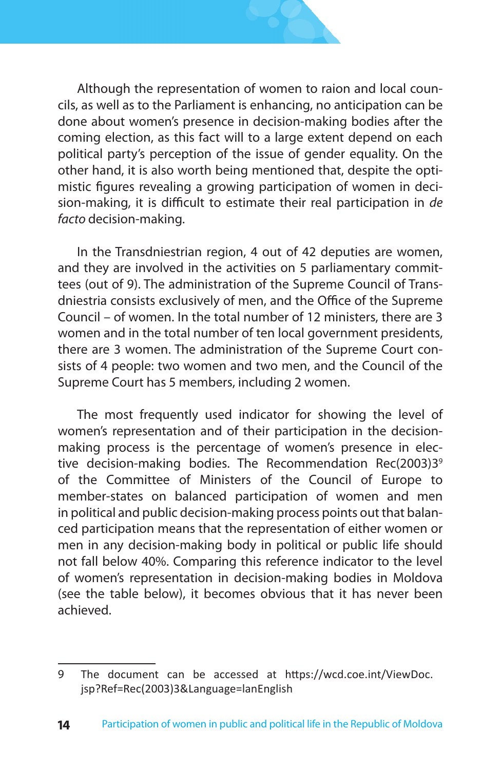Although the representation of women to raion and local councils, as well as to the Parliament is enhancing, no anticipation can be done about women's presence in decision-making bodies after the coming election, as this fact will to a large extent depend on each political party's perception of the issue of gender equality. On the other hand, it is also worth being mentioned that, despite the optimistic figures revealing a growing participation of women in decision-making, it is difficult to estimate their real participation in *de facto* decision-making.

In the Transdniestrian region, 4 out of 42 deputies are women, and they are involved in the activities on 5 parliamentary committees (out of 9). The administration of the Supreme Council of Transdniestria consists exclusively of men, and the Office of the Supreme Council – of women. In the total number of 12 ministers, there are 3 women and in the total number of ten local government presidents, there are 3 women. The administration of the Supreme Court consists of 4 people: two women and two men, and the Council of the Supreme Court has 5 members, including 2 women.

The most frequently used indicator for showing the level of women's representation and of their participation in the decision-making process is the percentage of women's presence in elective decision-making bodies. The Recommendation Rec(2003)3[9] of the Committee of Ministers of the Council of Europe to member-states on balanced participation of women and men in political and public decision-making process points out that balanced participation means that the representation of either women or men in any decision-making body in political or public life should not fall below 40%. Comparing this reference indicator to the level of women's representation in decision-making bodies in Moldova (see the table below), it becomes obvious that it has never been achieved.

---

9 The document can be accessed at https://wcd.coe.int/ViewDoc.jsp?Ref=Rec(2003)3&Language=lanEnglish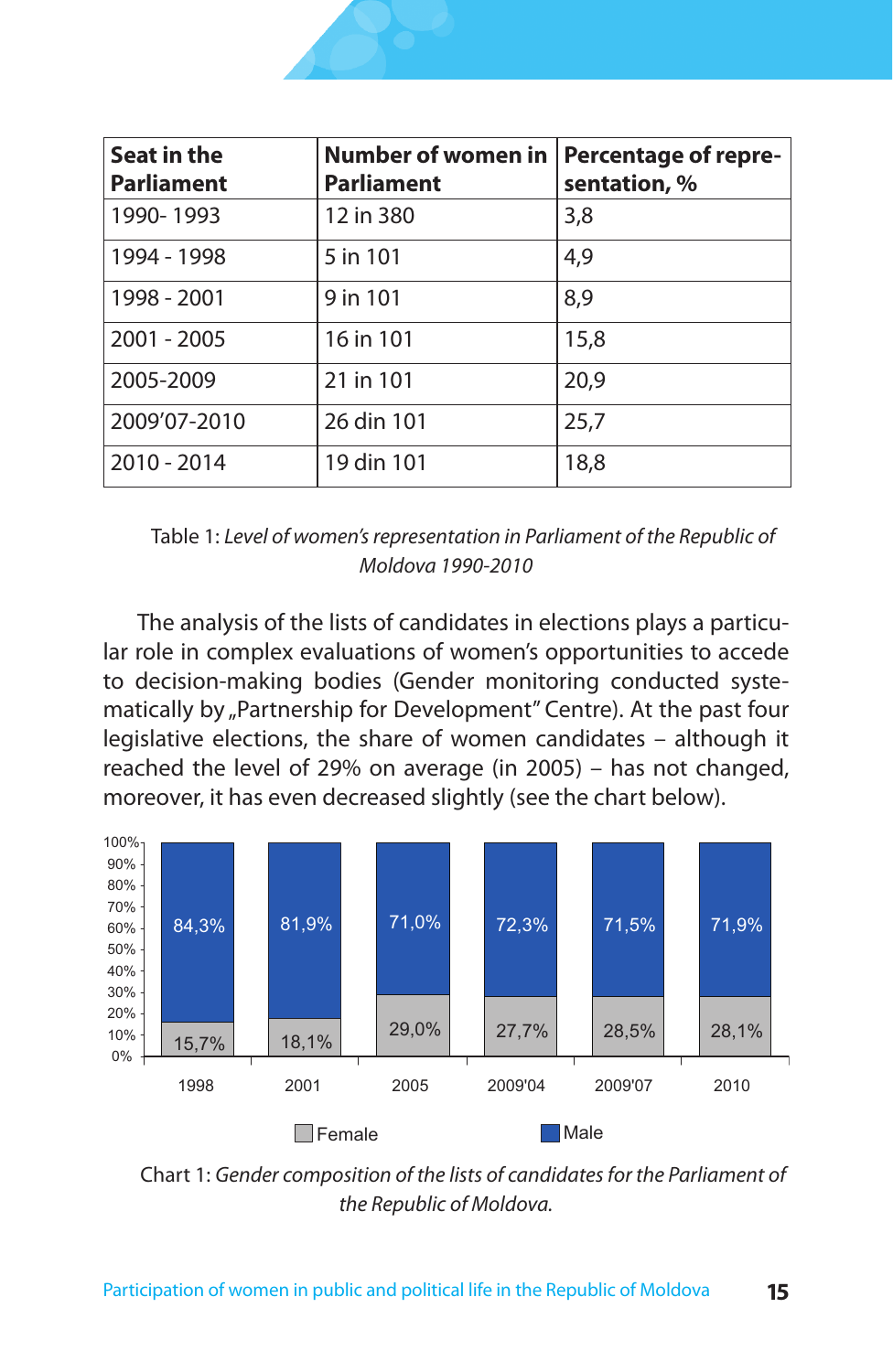| Seat in the Parliament | Number of women in Parliament | Percentage of representation, % |
|---|---|---|
| 1990- 1993 | 12 in 380 | 3,8 |
| 1994 - 1998 | 5 in 101 | 4,9 |
| 1998 - 2001 | 9 in 101 | 8,9 |
| 2001 - 2005 | 16 in 101 | 15,8 |
| 2005-2009 | 21 in 101 | 20,9 |
| 2009'07-2010 | 26 din 101 | 25,7 |
| 2010 - 2014 | 19 din 101 | 18,8 |

Table 1: *Level of women's representation in Parliament of the Republic of Moldova 1990-2010*

The analysis of the lists of candidates in elections plays a particular role in complex evaluations of women's opportunities to accede to decision-making bodies (Gender monitoring conducted systematically by „Partnership for Development" Centre). At the past four legislative elections, the share of women candidates – although it reached the level of 29% on average (in 2005) – has not changed, moreover, it has even decreased slightly (see the chart below).

| | 1998 | 2001 | 2005 | 2009'04 | 2009'07 | 2010 |
|---|---|---|---|---|---|---|
| Male | 84,3% | 81,9% | 71,0% | 72,3% | 71,5% | 71,9% |
| Female | 15,7% | 18,1% | 29,0% | 27,7% | 28,5% | 28,1% |

Chart 1: *Gender composition of the lists of candidates for the Parliament of the Republic of Moldova.*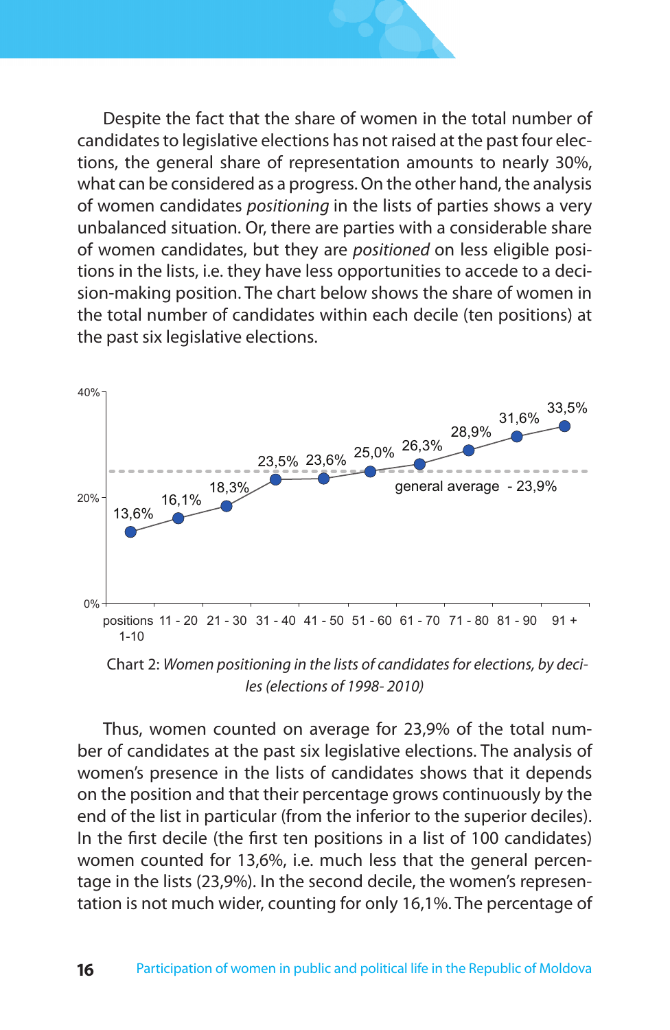Despite the fact that the share of women in the total number of candidates to legislative elections has not raised at the past four elections, the general share of representation amounts to nearly 30%, what can be considered as a progress. On the other hand, the analysis of women candidates *positioning* in the lists of parties shows a very unbalanced situation. Or, there are parties with a considerable share of women candidates, but they are *positioned* on less eligible positions in the lists, i.e. they have less opportunities to accede to a decision-making position. The chart below shows the share of women in the total number of candidates within each decile (ten positions) at the past six legislative elections.

| Positions | Share of women |
|---|---|
| positions 1-10 | 13,6% |
| 11 - 20 | 16,1% |
| 21 - 30 | 18,3% |
| 31 - 40 | 23,5% |
| 41 - 50 | 23,6% |
| 51 - 60 | 25,0% |
| 61 - 70 | 26,3% |
| 71 - 80 | 28,9% |
| 81 - 90 | 31,6% |
| 91 + | 33,5% |

general average - 23,9%

Chart 2: *Women positioning in the lists of candidates for elections, by deciles (elections of 1998- 2010)*

Thus, women counted on average for 23,9% of the total number of candidates at the past six legislative elections. The analysis of women's presence in the lists of candidates shows that it depends on the position and that their percentage grows continuously by the end of the list in particular (from the inferior to the superior deciles). In the first decile (the first ten positions in a list of 100 candidates) women counted for 13,6%, i.e. much less that the general percentage in the lists (23,9%). In the second decile, the women's representation is not much wider, counting for only 16,1%. The percentage of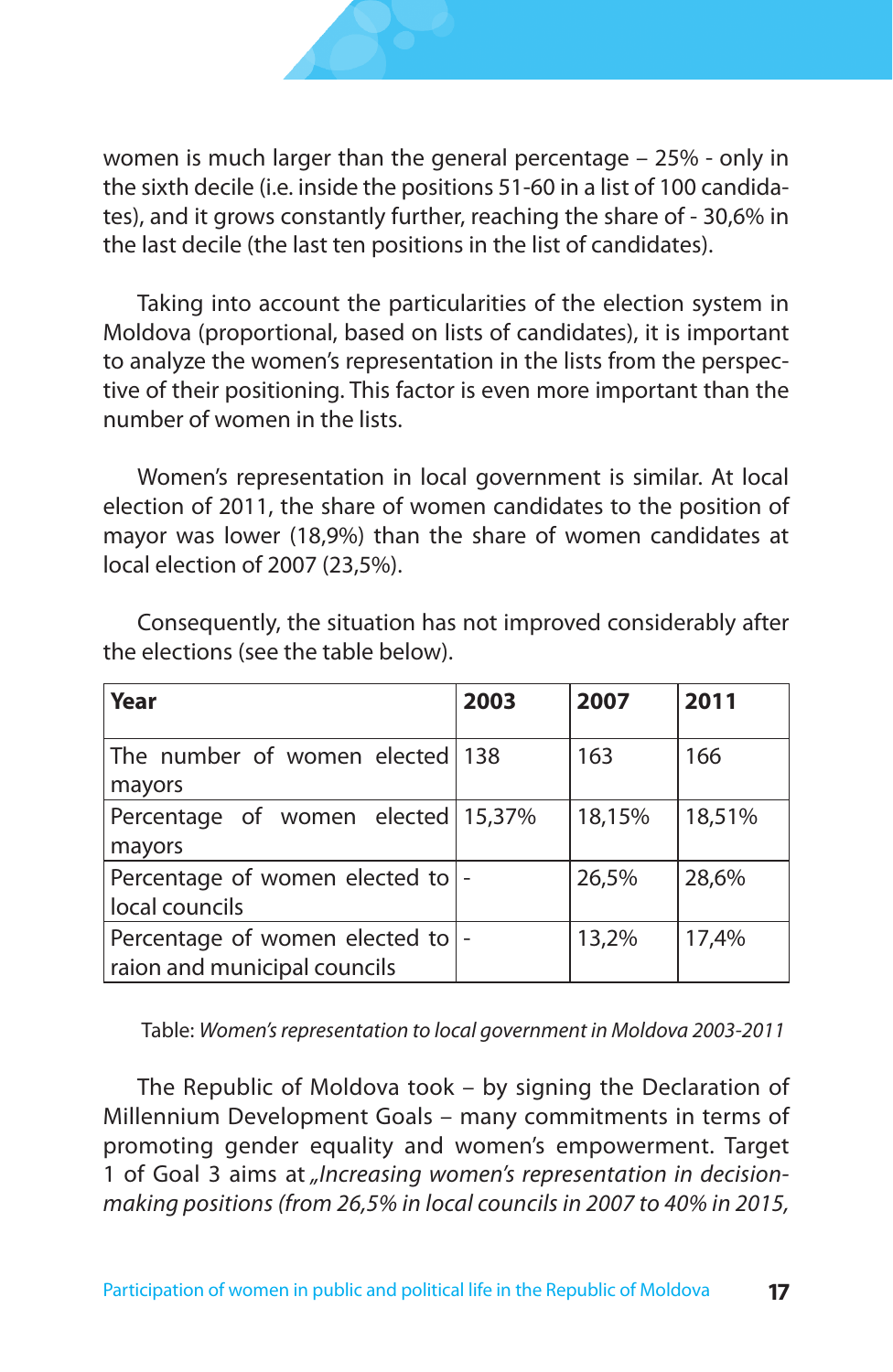women is much larger than the general percentage – 25% - only in the sixth decile (i.e. inside the positions 51-60 in a list of 100 candidates), and it grows constantly further, reaching the share of - 30,6% in the last decile (the last ten positions in the list of candidates).

Taking into account the particularities of the election system in Moldova (proportional, based on lists of candidates), it is important to analyze the women's representation in the lists from the perspective of their positioning. This factor is even more important than the number of women in the lists.

Women's representation in local government is similar. At local election of 2011, the share of women candidates to the position of mayor was lower (18,9%) than the share of women candidates at local election of 2007 (23,5%).

Consequently, the situation has not improved considerably after the elections (see the table below).

| Year | 2003 | 2007 | 2011 |
|---|---|---|---|
| The number of women elected mayors | 138 | 163 | 166 |
| Percentage of women elected mayors | 15,37% | 18,15% | 18,51% |
| Percentage of women elected to local councils | - | 26,5% | 28,6% |
| Percentage of women elected to raion and municipal councils | - | 13,2% | 17,4% |

Table: *Women's representation to local government in Moldova 2003-2011*

The Republic of Moldova took – by signing the Declaration of Millennium Development Goals – many commitments in terms of promoting gender equality and women's empowerment. Target 1 of Goal 3 aims at *„Increasing women's representation in decision-making positions (from 26,5% in local councils in 2007 to 40% in 2015,*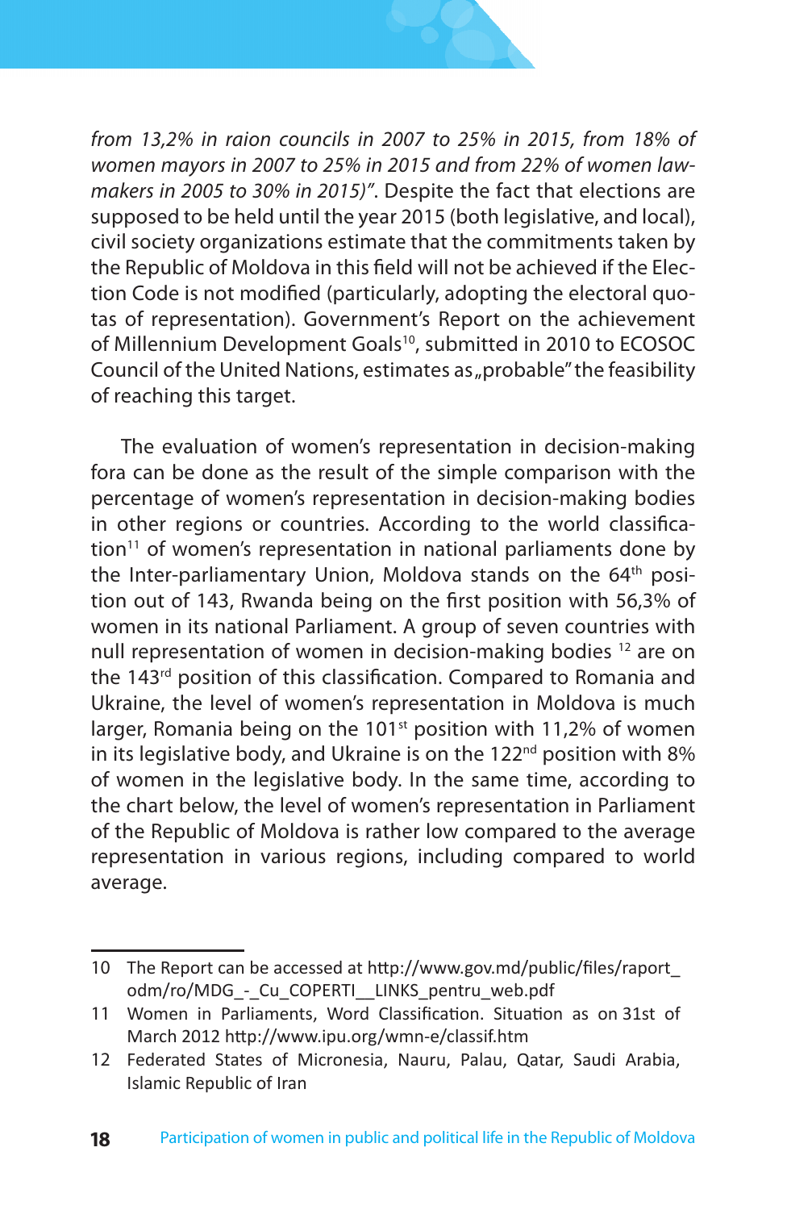*from 13,2% in raion councils in 2007 to 25% in 2015, from 18% of women mayors in 2007 to 25% in 2015 and from 22% of women law-makers in 2005 to 30% in 2015)".* Despite the fact that elections are supposed to be held until the year 2015 (both legislative, and local), civil society organizations estimate that the commitments taken by the Republic of Moldova in this field will not be achieved if the Election Code is not modified (particularly, adopting the electoral quotas of representation). Government's Report on the achievement of Millennium Development Goals[10], submitted in 2010 to ECOSOC Council of the United Nations, estimates as „probable" the feasibility of reaching this target.

The evaluation of women's representation in decision-making fora can be done as the result of the simple comparison with the percentage of women's representation in decision-making bodies in other regions or countries. According to the world classification[11] of women's representation in national parliaments done by the Inter-parliamentary Union, Moldova stands on the 64th position out of 143, Rwanda being on the first position with 56,3% of women in its national Parliament. A group of seven countries with null representation of women in decision-making bodies [12] are on the 143rd position of this classification. Compared to Romania and Ukraine, the level of women's representation in Moldova is much larger, Romania being on the 101st position with 11,2% of women in its legislative body, and Ukraine is on the 122nd position with 8% of women in the legislative body. In the same time, according to the chart below, the level of women's representation in Parliament of the Republic of Moldova is rather low compared to the average representation in various regions, including compared to world average.

---

10 The Report can be accessed at http://www.gov.md/public/files/raport_odm/ro/MDG_-_Cu_COPERTI__LINKS_pentru_web.pdf

11 Women in Parliaments, Word Classification. Situation as on 31st of March 2012 http://www.ipu.org/wmn-e/classif.htm

12 Federated States of Micronesia, Nauru, Palau, Qatar, Saudi Arabia, Islamic Republic of Iran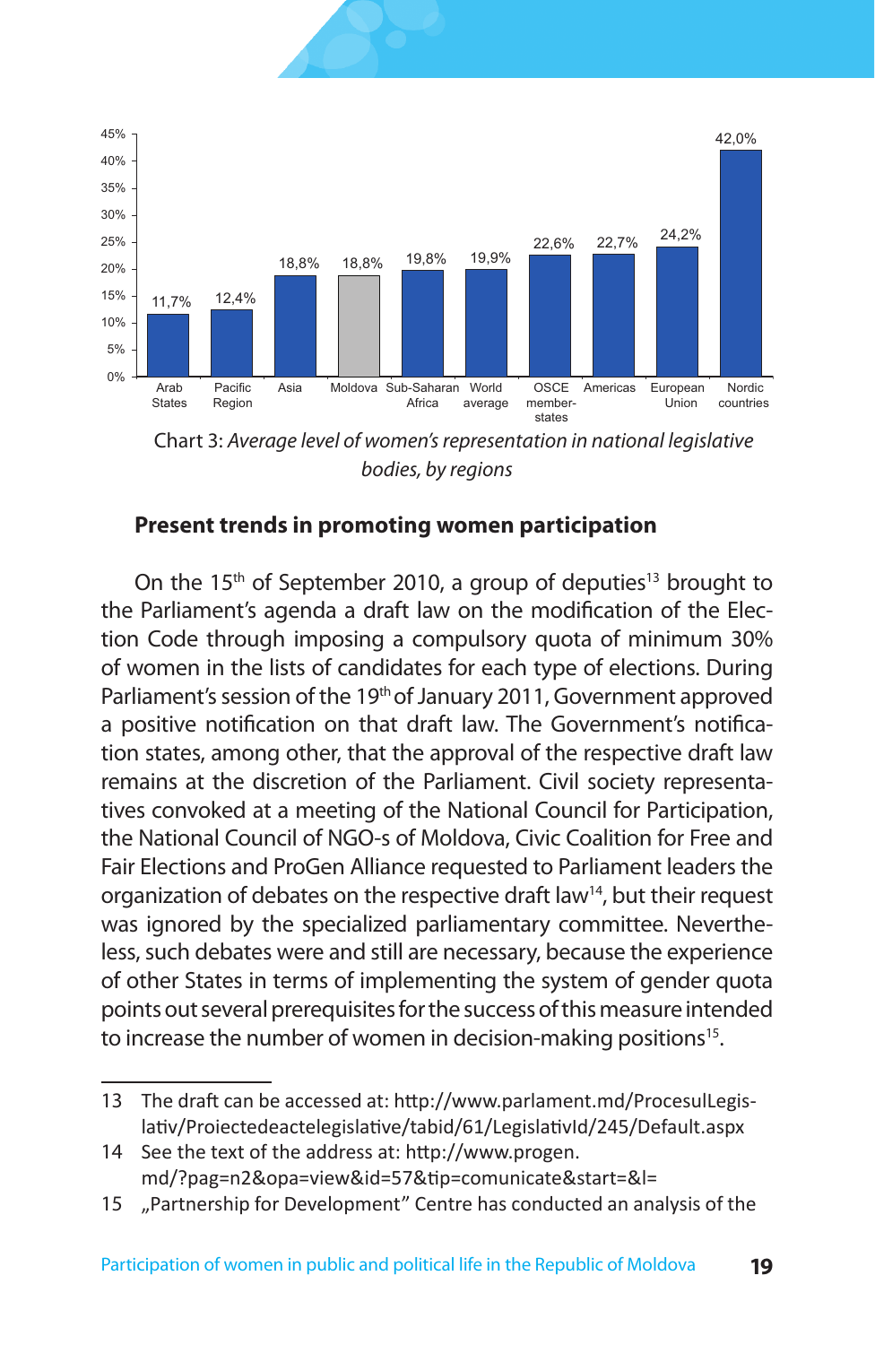| Region | Value |
| --- | --- |
| Arab States | 11,7% |
| Pacific Region | 12,4% |
| Asia | 18,8% |
| Moldova | 18,8% |
| Sub-Saharan Africa | 19,8% |
| World average | 19,9% |
| OSCE member-states | 22,6% |
| Americas | 22,7% |
| European Union | 24,2% |
| Nordic countries | 42,0% |

Chart 3: *Average level of women's representation in national legislative bodies, by regions*

### Present trends in promoting women participation

On the 15th of September 2010, a group of deputies[13] brought to the Parliament's agenda a draft law on the modification of the Election Code through imposing a compulsory quota of minimum 30% of women in the lists of candidates for each type of elections. During Parliament's session of the 19th of January 2011, Government approved a positive notification on that draft law. The Government's notification states, among other, that the approval of the respective draft law remains at the discretion of the Parliament. Civil society representatives convoked at a meeting of the National Council for Participation, the National Council of NGO-s of Moldova, Civic Coalition for Free and Fair Elections and ProGen Alliance requested to Parliament leaders the organization of debates on the respective draft law[14], but their request was ignored by the specialized parliamentary committee. Nevertheless, such debates were and still are necessary, because the experience of other States in terms of implementing the system of gender quota points out several prerequisites for the success of this measure intended to increase the number of women in decision-making positions[15].

---

13 The draft can be accessed at: http://www.parlament.md/ProcesulLegislativ/Proiectedeactelegislative/tabid/61/LegislativId/245/Default.aspx

14 See the text of the address at: http://www.progen.md/?pag=n2&opa=view&id=57&tip=comunicate&start=&l=

15 „Partnership for Development" Centre has conducted an analysis of the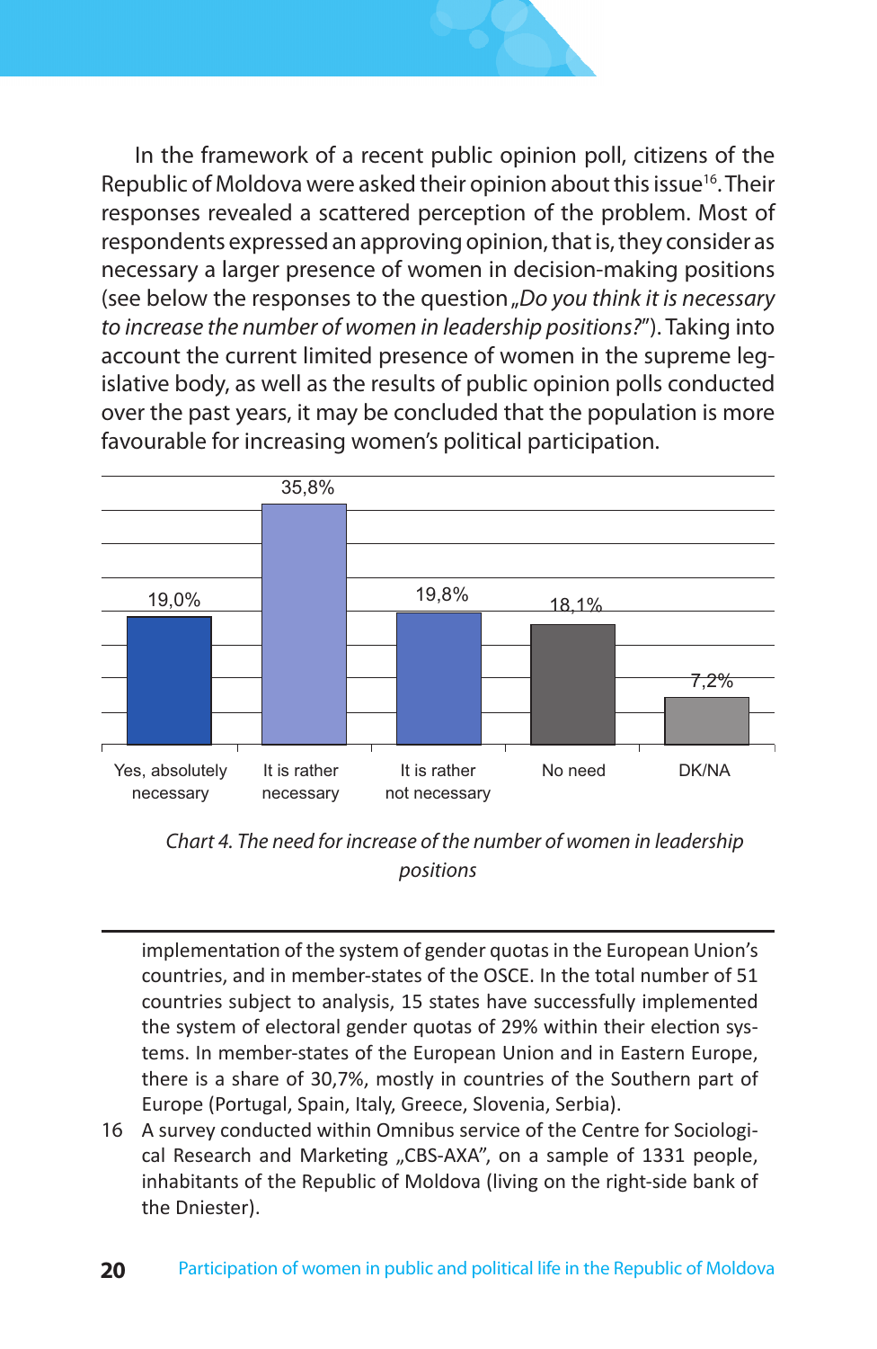In the framework of a recent public opinion poll, citizens of the Republic of Moldova were asked their opinion about this issue[16]. Their responses revealed a scattered perception of the problem. Most of respondents expressed an approving opinion, that is, they consider as necessary a larger presence of women in decision-making positions (see below the responses to the question „*Do you think it is necessary to increase the number of women in leadership positions?*"). Taking into account the current limited presence of women in the supreme legislative body, as well as the results of public opinion polls conducted over the past years, it may be concluded that the population is more favourable for increasing women's political participation.

| Yes, absolutely necessary | It is rather necessary | It is rather not necessary | No need | DK/NA |
|---|---|---|---|---|
| 19,0% | 35,8% | 19,8% | 18,1% | 7,2% |

*Chart 4. The need for increase of the number of women in leadership positions*

---

implementation of the system of gender quotas in the European Union's countries, and in member-states of the OSCE. In the total number of 51 countries subject to analysis, 15 states have successfully implemented the system of electoral gender quotas of 29% within their election systems. In member-states of the European Union and in Eastern Europe, there is a share of 30,7%, mostly in countries of the Southern part of Europe (Portugal, Spain, Italy, Greece, Slovenia, Serbia).

16 A survey conducted within Omnibus service of the Centre for Sociological Research and Marketing „CBS-AXA", on a sample of 1331 people, inhabitants of the Republic of Moldova (living on the right-side bank of the Dniester).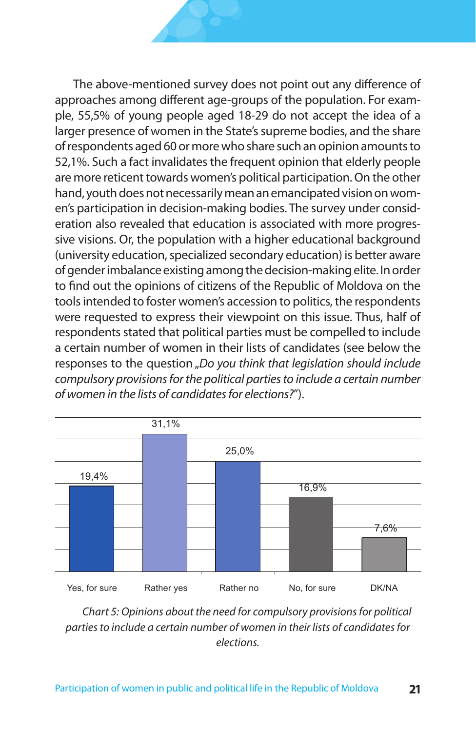The above-mentioned survey does not point out any difference of approaches among different age-groups of the population. For example, 55,5% of young people aged 18-29 do not accept the idea of a larger presence of women in the State's supreme bodies, and the share of respondents aged 60 or more who share such an opinion amounts to 52,1%. Such a fact invalidates the frequent opinion that elderly people are more reticent towards women's political participation. On the other hand, youth does not necessarily mean an emancipated vision on women's participation in decision-making bodies. The survey under consideration also revealed that education is associated with more progressive visions. Or, the population with a higher educational background (university education, specialized secondary education) is better aware of gender imbalance existing among the decision-making elite. In order to find out the opinions of citizens of the Republic of Moldova on the tools intended to foster women's accession to politics, the respondents were requested to express their viewpoint on this issue. Thus, half of respondents stated that political parties must be compelled to include a certain number of women in their lists of candidates (see below the responses to the question „*Do you think that legislation should include compulsory provisions for the political parties to include a certain number of women in the lists of candidates for elections?*").

| Yes, for sure | Rather yes | Rather no | No, for sure | DK/NA |
|---|---|---|---|---|
| 19,4% | 31,1% | 25,0% | 16,9% | 7,6% |

*Chart 5: Opinions about the need for compulsory provisions for political parties to include a certain number of women in their lists of candidates for elections.*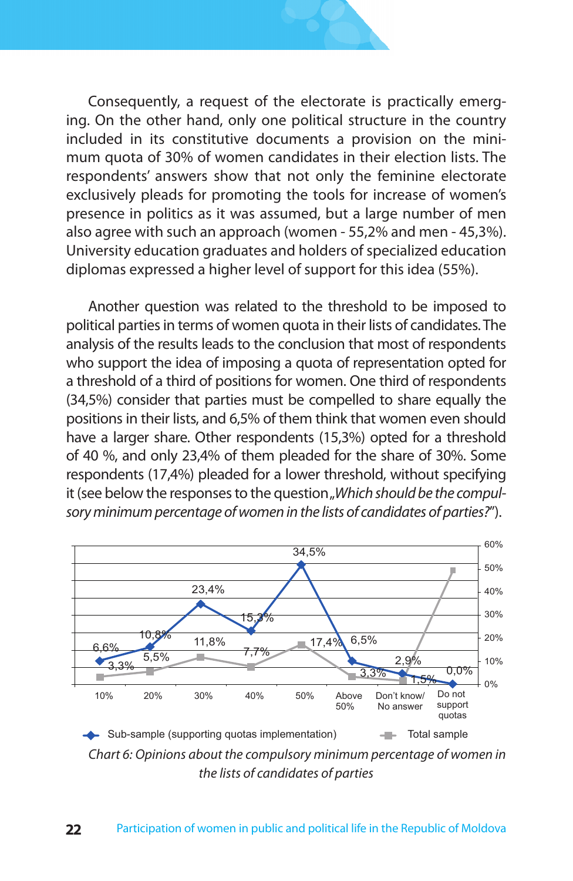Consequently, a request of the electorate is practically emerging. On the other hand, only one political structure in the country included in its constitutive documents a provision on the minimum quota of 30% of women candidates in their election lists. The respondents' answers show that not only the feminine electorate exclusively pleads for promoting the tools for increase of women's presence in politics as it was assumed, but a large number of men also agree with such an approach (women - 55,2% and men - 45,3%). University education graduates and holders of specialized education diplomas expressed a higher level of support for this idea (55%).

Another question was related to the threshold to be imposed to political parties in terms of women quota in their lists of candidates. The analysis of the results leads to the conclusion that most of respondents who support the idea of imposing a quota of representation opted for a threshold of a third of positions for women. One third of respondents (34,5%) consider that parties must be compelled to share equally the positions in their lists, and 6,5% of them think that women even should have a larger share. Other respondents (15,3%) opted for a threshold of 40 %, and only 23,4% of them pleaded for the share of 30%. Some respondents (17,4%) pleaded for a lower threshold, without specifying it (see below the responses to the question „*Which should be the compulsory minimum percentage of women in the lists of candidates of parties?*").

| | 10% | 20% | 30% | 40% | 50% | Above 50% | Don't know/ No answer | Do not support quotas |
|---|---|---|---|---|---|---|---|---|
| Sub-sample (supporting quotas implementation) | 6,6% | 10,8% | 23,4% | 15,3% | 34,5% | 6,5% | 2,9% | 0,0% |
| Total sample | 3,3% | 5,5% | 11,8% | 7,7% | 17,4% | 3,3% | 1,5% | |

*Chart 6: Opinions about the compulsory minimum percentage of women in the lists of candidates of parties*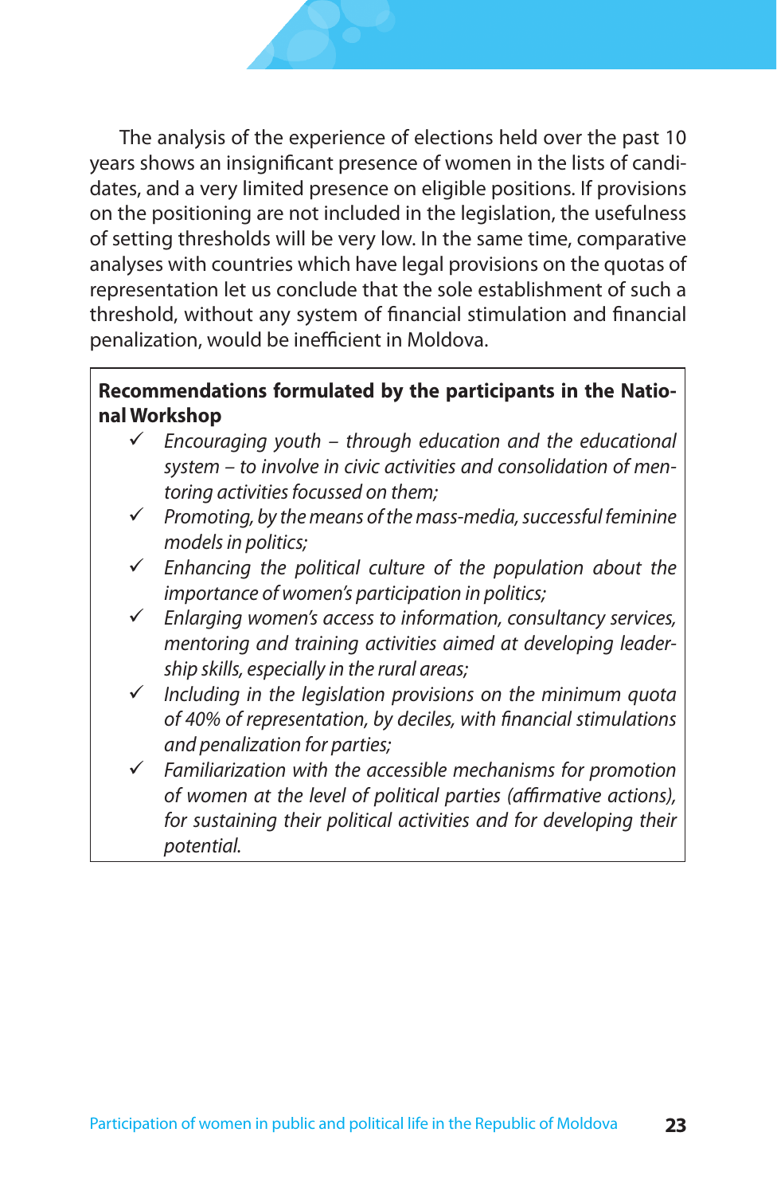The analysis of the experience of elections held over the past 10 years shows an insignificant presence of women in the lists of candidates, and a very limited presence on eligible positions. If provisions on the positioning are not included in the legislation, the usefulness of setting thresholds will be very low. In the same time, comparative analyses with countries which have legal provisions on the quotas of representation let us conclude that the sole establishment of such a threshold, without any system of financial stimulation and financial penalization, would be inefficient in Moldova.

**Recommendations formulated by the participants in the National Workshop**

- ✓ *Encouraging youth – through education and the educational system – to involve in civic activities and consolidation of mentoring activities focussed on them;*
- ✓ *Promoting, by the means of the mass-media, successful feminine models in politics;*
- ✓ *Enhancing the political culture of the population about the importance of women's participation in politics;*
- ✓ *Enlarging women's access to information, consultancy services, mentoring and training activities aimed at developing leadership skills, especially in the rural areas;*
- ✓ *Including in the legislation provisions on the minimum quota of 40% of representation, by deciles, with financial stimulations and penalization for parties;*
- ✓ *Familiarization with the accessible mechanisms for promotion of women at the level of political parties (affirmative actions), for sustaining their political activities and for developing their potential.*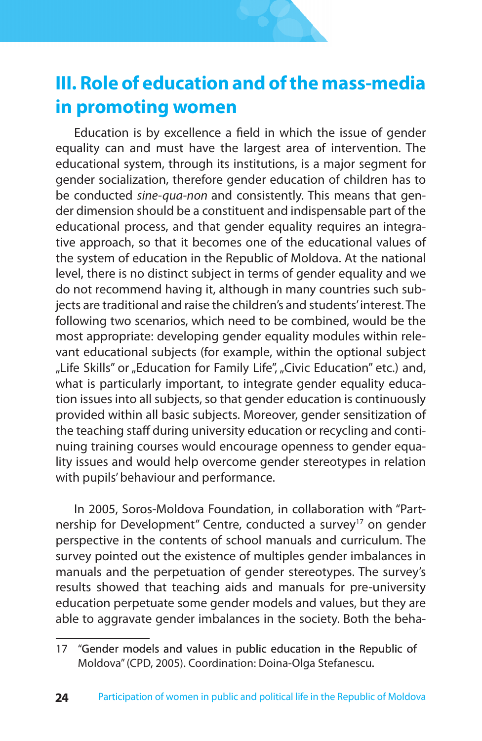## III. Role of education and of the mass-media in promoting women

Education is by excellence a field in which the issue of gender equality can and must have the largest area of intervention. The educational system, through its institutions, is a major segment for gender socialization, therefore gender education of children has to be conducted *sine-qua-non* and consistently. This means that gender dimension should be a constituent and indispensable part of the educational process, and that gender equality requires an integrative approach, so that it becomes one of the educational values of the system of education in the Republic of Moldova. At the national level, there is no distinct subject in terms of gender equality and we do not recommend having it, although in many countries such subjects are traditional and raise the children's and students' interest. The following two scenarios, which need to be combined, would be the most appropriate: developing gender equality modules within relevant educational subjects (for example, within the optional subject „Life Skills" or „Education for Family Life", „Civic Education" etc.) and, what is particularly important, to integrate gender equality education issues into all subjects, so that gender education is continuously provided within all basic subjects. Moreover, gender sensitization of the teaching staff during university education or recycling and continuing training courses would encourage openness to gender equality issues and would help overcome gender stereotypes in relation with pupils' behaviour and performance.

In 2005, Soros-Moldova Foundation, in collaboration with "Partnership for Development" Centre, conducted a survey[17] on gender perspective in the contents of school manuals and curriculum. The survey pointed out the existence of multiples gender imbalances in manuals and the perpetuation of gender stereotypes. The survey's results showed that teaching aids and manuals for pre-university education perpetuate some gender models and values, but they are able to aggravate gender imbalances in the society. Both the beha-

---

17 "Gender models and values in public education in the Republic of Moldova" (CPD, 2005). Coordination: Doina-Olga Stefanescu.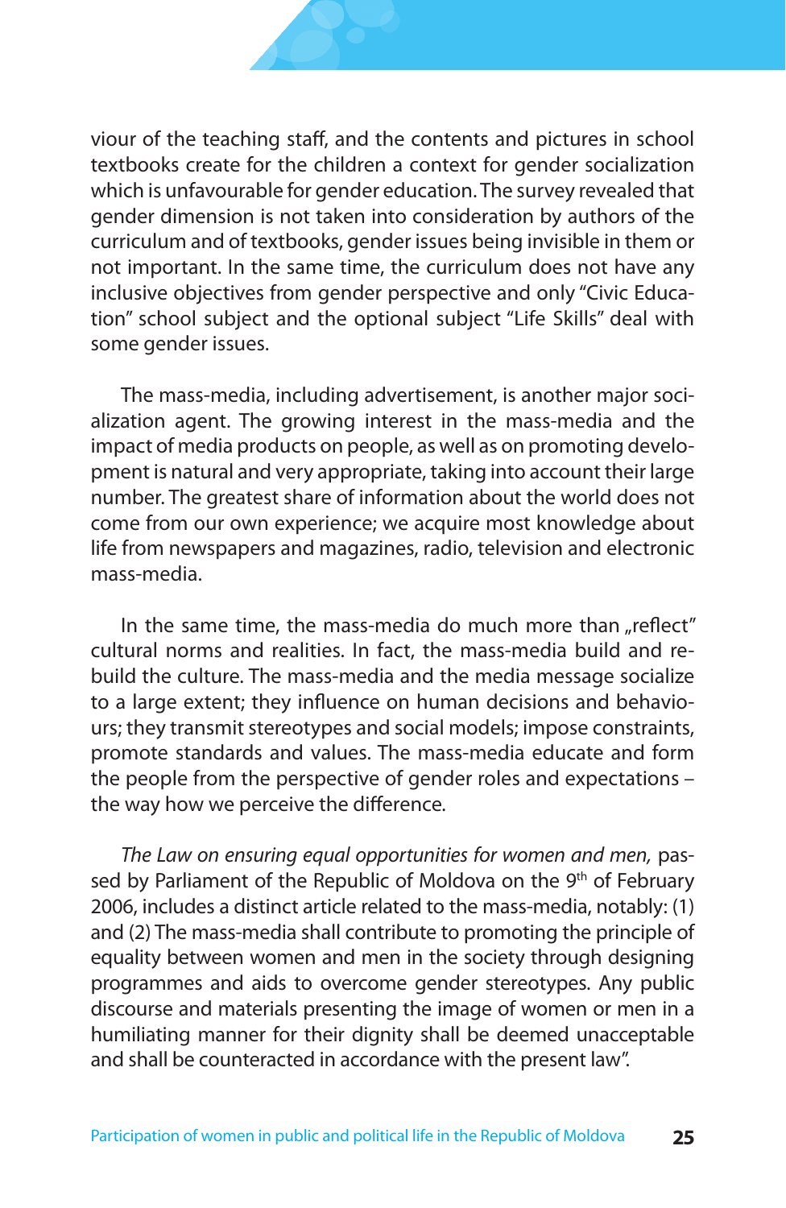viour of the teaching staff, and the contents and pictures in school textbooks create for the children a context for gender socialization which is unfavourable for gender education. The survey revealed that gender dimension is not taken into consideration by authors of the curriculum and of textbooks, gender issues being invisible in them or not important. In the same time, the curriculum does not have any inclusive objectives from gender perspective and only "Civic Education" school subject and the optional subject "Life Skills" deal with some gender issues.

The mass-media, including advertisement, is another major socialization agent. The growing interest in the mass-media and the impact of media products on people, as well as on promoting development is natural and very appropriate, taking into account their large number. The greatest share of information about the world does not come from our own experience; we acquire most knowledge about life from newspapers and magazines, radio, television and electronic mass-media.

In the same time, the mass-media do much more than „reflect" cultural norms and realities. In fact, the mass-media build and rebuild the culture. The mass-media and the media message socialize to a large extent; they influence on human decisions and behaviours; they transmit stereotypes and social models; impose constraints, promote standards and values. The mass-media educate and form the people from the perspective of gender roles and expectations – the way how we perceive the difference.

*The Law on ensuring equal opportunities for women and men,* passed by Parliament of the Republic of Moldova on the 9th of February 2006, includes a distinct article related to the mass-media, notably: (1) and (2) The mass-media shall contribute to promoting the principle of equality between women and men in the society through designing programmes and aids to overcome gender stereotypes. Any public discourse and materials presenting the image of women or men in a humiliating manner for their dignity shall be deemed unacceptable and shall be counteracted in accordance with the present law".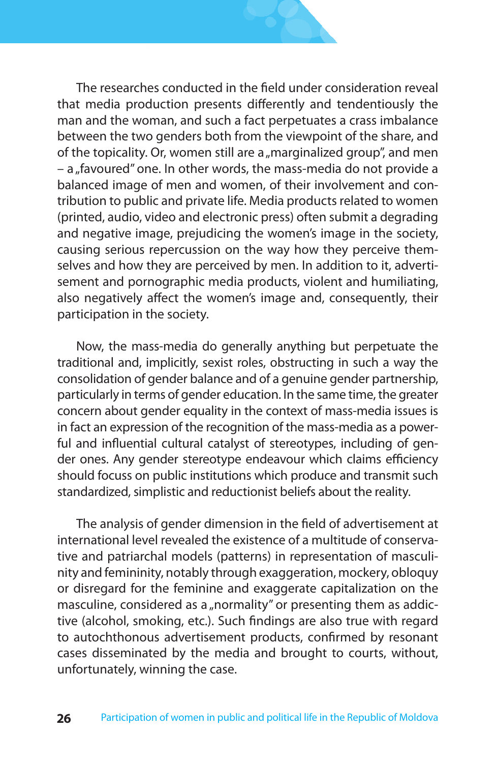The researches conducted in the field under consideration reveal that media production presents differently and tendentiously the man and the woman, and such a fact perpetuates a crass imbalance between the two genders both from the viewpoint of the share, and of the topicality. Or, women still are a „marginalized group", and men – a „favoured" one. In other words, the mass-media do not provide a balanced image of men and women, of their involvement and contribution to public and private life. Media products related to women (printed, audio, video and electronic press) often submit a degrading and negative image, prejudicing the women's image in the society, causing serious repercussion on the way how they perceive themselves and how they are perceived by men. In addition to it, advertisement and pornographic media products, violent and humiliating, also negatively affect the women's image and, consequently, their participation in the society.

Now, the mass-media do generally anything but perpetuate the traditional and, implicitly, sexist roles, obstructing in such a way the consolidation of gender balance and of a genuine gender partnership, particularly in terms of gender education. In the same time, the greater concern about gender equality in the context of mass-media issues is in fact an expression of the recognition of the mass-media as a powerful and influential cultural catalyst of stereotypes, including of gender ones. Any gender stereotype endeavour which claims efficiency should focuss on public institutions which produce and transmit such standardized, simplistic and reductionist beliefs about the reality.

The analysis of gender dimension in the field of advertisement at international level revealed the existence of a multitude of conservative and patriarchal models (patterns) in representation of masculinity and femininity, notably through exaggeration, mockery, obloquy or disregard for the feminine and exaggerate capitalization on the masculine, considered as a „normality" or presenting them as addictive (alcohol, smoking, etc.). Such findings are also true with regard to autochthonous advertisement products, confirmed by resonant cases disseminated by the media and brought to courts, without, unfortunately, winning the case.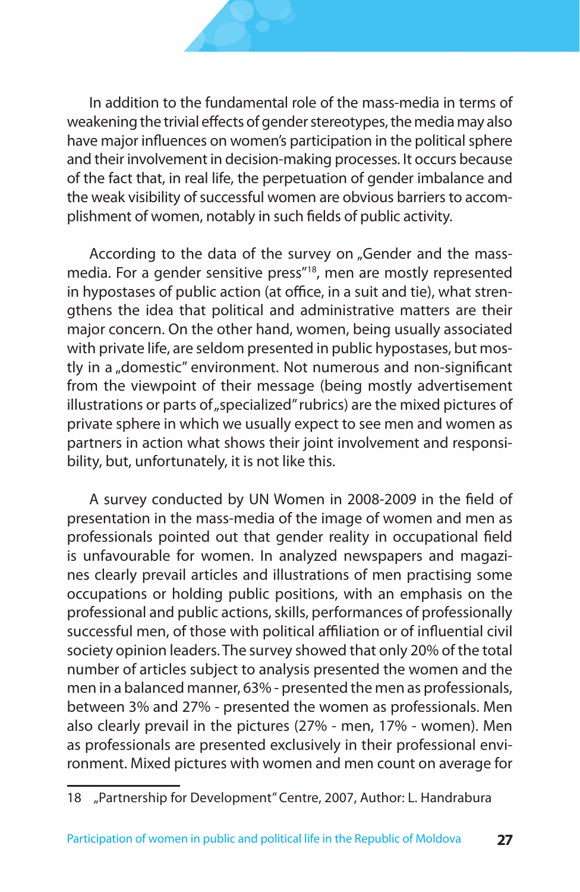In addition to the fundamental role of the mass-media in terms of weakening the trivial effects of gender stereotypes, the media may also have major influences on women's participation in the political sphere and their involvement in decision-making processes. It occurs because of the fact that, in real life, the perpetuation of gender imbalance and the weak visibility of successful women are obvious barriers to accomplishment of women, notably in such fields of public activity.

According to the data of the survey on „Gender and the mass-media. For a gender sensitive press"[18], men are mostly represented in hypostases of public action (at office, in a suit and tie), what strengthens the idea that political and administrative matters are their major concern. On the other hand, women, being usually associated with private life, are seldom presented in public hypostases, but mostly in a „domestic" environment. Not numerous and non-significant from the viewpoint of their message (being mostly advertisement illustrations or parts of „specialized" rubrics) are the mixed pictures of private sphere in which we usually expect to see men and women as partners in action what shows their joint involvement and responsibility, but, unfortunately, it is not like this.

A survey conducted by UN Women in 2008-2009 in the field of presentation in the mass-media of the image of women and men as professionals pointed out that gender reality in occupational field is unfavourable for women. In analyzed newspapers and magazines clearly prevail articles and illustrations of men practising some occupations or holding public positions, with an emphasis on the professional and public actions, skills, performances of professionally successful men, of those with political affiliation or of influential civil society opinion leaders. The survey showed that only 20% of the total number of articles subject to analysis presented the women and the men in a balanced manner, 63% - presented the men as professionals, between 3% and 27% - presented the women as professionals. Men also clearly prevail in the pictures (27% - men, 17% - women). Men as professionals are presented exclusively in their professional environment. Mixed pictures with women and men count on average for

18 „Partnership for Development" Centre, 2007, Author: L. Handrabura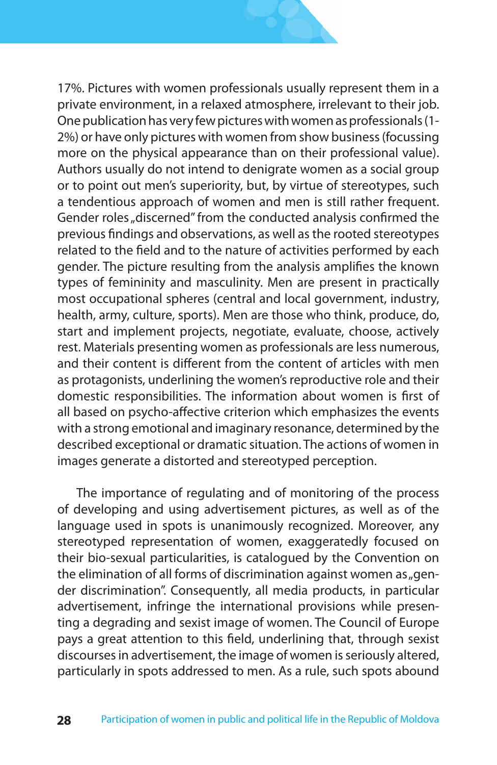17%. Pictures with women professionals usually represent them in a private environment, in a relaxed atmosphere, irrelevant to their job. One publication has very few pictures with women as professionals (1-2%) or have only pictures with women from show business (focussing more on the physical appearance than on their professional value). Authors usually do not intend to denigrate women as a social group or to point out men's superiority, but, by virtue of stereotypes, such a tendentious approach of women and men is still rather frequent. Gender roles „discerned" from the conducted analysis confirmed the previous findings and observations, as well as the rooted stereotypes related to the field and to the nature of activities performed by each gender. The picture resulting from the analysis amplifies the known types of femininity and masculinity. Men are present in practically most occupational spheres (central and local government, industry, health, army, culture, sports). Men are those who think, produce, do, start and implement projects, negotiate, evaluate, choose, actively rest. Materials presenting women as professionals are less numerous, and their content is different from the content of articles with men as protagonists, underlining the women's reproductive role and their domestic responsibilities. The information about women is first of all based on psycho-affective criterion which emphasizes the events with a strong emotional and imaginary resonance, determined by the described exceptional or dramatic situation. The actions of women in images generate a distorted and stereotyped perception.

The importance of regulating and of monitoring of the process of developing and using advertisement pictures, as well as of the language used in spots is unanimously recognized. Moreover, any stereotyped representation of women, exaggeratedly focused on their bio-sexual particularities, is catalogued by the Convention on the elimination of all forms of discrimination against women as „gender discrimination". Consequently, all media products, in particular advertisement, infringe the international provisions while presenting a degrading and sexist image of women. The Council of Europe pays a great attention to this field, underlining that, through sexist discourses in advertisement, the image of women is seriously altered, particularly in spots addressed to men. As a rule, such spots abound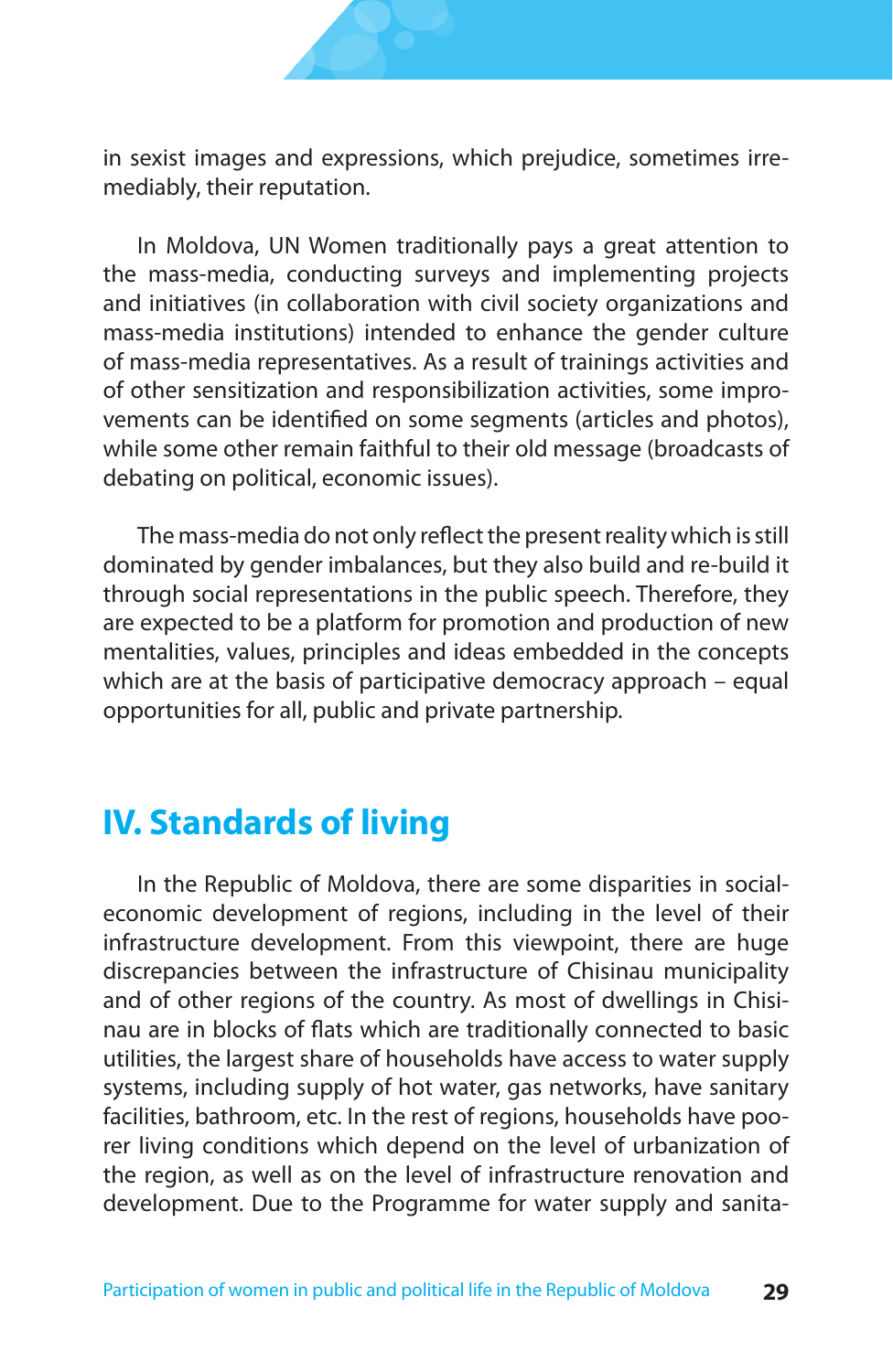in sexist images and expressions, which prejudice, sometimes irremediably, their reputation.

In Moldova, UN Women traditionally pays a great attention to the mass-media, conducting surveys and implementing projects and initiatives (in collaboration with civil society organizations and mass-media institutions) intended to enhance the gender culture of mass-media representatives. As a result of trainings activities and of other sensitization and responsibilization activities, some improvements can be identified on some segments (articles and photos), while some other remain faithful to their old message (broadcasts of debating on political, economic issues).

The mass-media do not only reflect the present reality which is still dominated by gender imbalances, but they also build and re-build it through social representations in the public speech. Therefore, they are expected to be a platform for promotion and production of new mentalities, values, principles and ideas embedded in the concepts which are at the basis of participative democracy approach – equal opportunities for all, public and private partnership.

## IV. Standards of living

In the Republic of Moldova, there are some disparities in social-economic development of regions, including in the level of their infrastructure development. From this viewpoint, there are huge discrepancies between the infrastructure of Chisinau municipality and of other regions of the country. As most of dwellings in Chisinau are in blocks of flats which are traditionally connected to basic utilities, the largest share of households have access to water supply systems, including supply of hot water, gas networks, have sanitary facilities, bathroom, etc. In the rest of regions, households have poorer living conditions which depend on the level of urbanization of the region, as well as on the level of infrastructure renovation and development. Due to the Programme for water supply and sanita-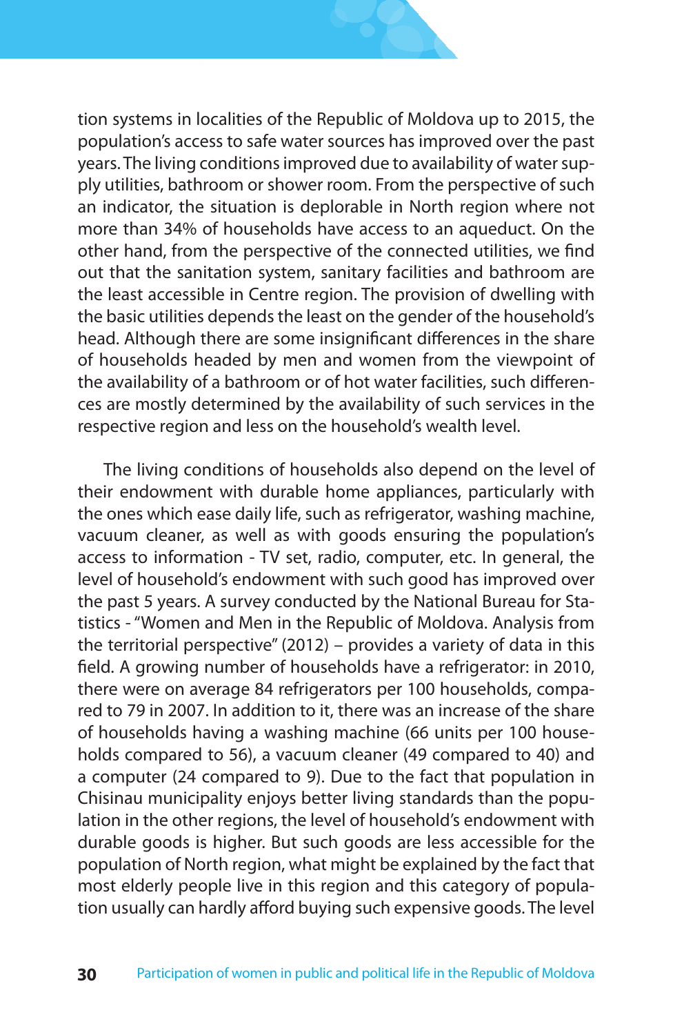tion systems in localities of the Republic of Moldova up to 2015, the population's access to safe water sources has improved over the past years. The living conditions improved due to availability of water supply utilities, bathroom or shower room. From the perspective of such an indicator, the situation is deplorable in North region where not more than 34% of households have access to an aqueduct. On the other hand, from the perspective of the connected utilities, we find out that the sanitation system, sanitary facilities and bathroom are the least accessible in Centre region. The provision of dwelling with the basic utilities depends the least on the gender of the household's head. Although there are some insignificant differences in the share of households headed by men and women from the viewpoint of the availability of a bathroom or of hot water facilities, such differences are mostly determined by the availability of such services in the respective region and less on the household's wealth level.

The living conditions of households also depend on the level of their endowment with durable home appliances, particularly with the ones which ease daily life, such as refrigerator, washing machine, vacuum cleaner, as well as with goods ensuring the population's access to information - TV set, radio, computer, etc. In general, the level of household's endowment with such good has improved over the past 5 years. A survey conducted by the National Bureau for Statistics - "Women and Men in the Republic of Moldova. Analysis from the territorial perspective" (2012) – provides a variety of data in this field. A growing number of households have a refrigerator: in 2010, there were on average 84 refrigerators per 100 households, compared to 79 in 2007. In addition to it, there was an increase of the share of households having a washing machine (66 units per 100 households compared to 56), a vacuum cleaner (49 compared to 40) and a computer (24 compared to 9). Due to the fact that population in Chisinau municipality enjoys better living standards than the population in the other regions, the level of household's endowment with durable goods is higher. But such goods are less accessible for the population of North region, what might be explained by the fact that most elderly people live in this region and this category of population usually can hardly afford buying such expensive goods. The level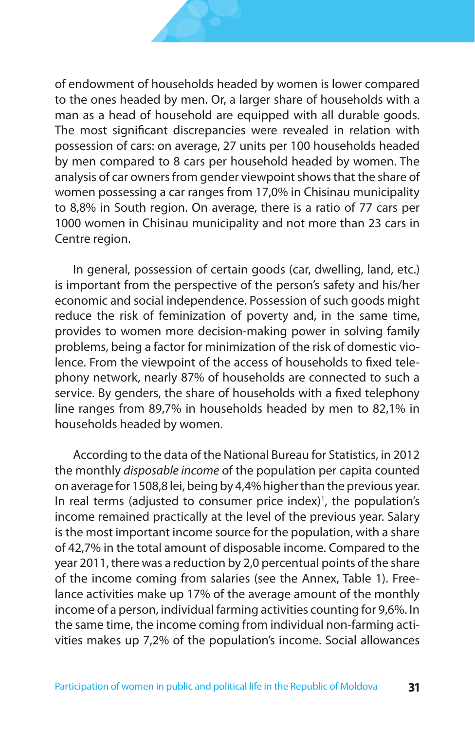of endowment of households headed by women is lower compared to the ones headed by men. Or, a larger share of households with a man as a head of household are equipped with all durable goods. The most significant discrepancies were revealed in relation with possession of cars: on average, 27 units per 100 households headed by men compared to 8 cars per household headed by women. The analysis of car owners from gender viewpoint shows that the share of women possessing a car ranges from 17,0% in Chisinau municipality to 8,8% in South region. On average, there is a ratio of 77 cars per 1000 women in Chisinau municipality and not more than 23 cars in Centre region.

In general, possession of certain goods (car, dwelling, land, etc.) is important from the perspective of the person's safety and his/her economic and social independence. Possession of such goods might reduce the risk of feminization of poverty and, in the same time, provides to women more decision-making power in solving family problems, being a factor for minimization of the risk of domestic violence. From the viewpoint of the access of households to fixed telephony network, nearly 87% of households are connected to such a service. By genders, the share of households with a fixed telephony line ranges from 89,7% in households headed by men to 82,1% in households headed by women.

According to the data of the National Bureau for Statistics, in 2012 the monthly *disposable income* of the population per capita counted on average for 1508,8 lei, being by 4,4% higher than the previous year. In real terms (adjusted to consumer price index)[1], the population's income remained practically at the level of the previous year. Salary is the most important income source for the population, with a share of 42,7% in the total amount of disposable income. Compared to the year 2011, there was a reduction by 2,0 percentual points of the share of the income coming from salaries (see the Annex, Table 1). Freelance activities make up 17% of the average amount of the monthly income of a person, individual farming activities counting for 9,6%. In the same time, the income coming from individual non-farming activities makes up 7,2% of the population's income. Social allowances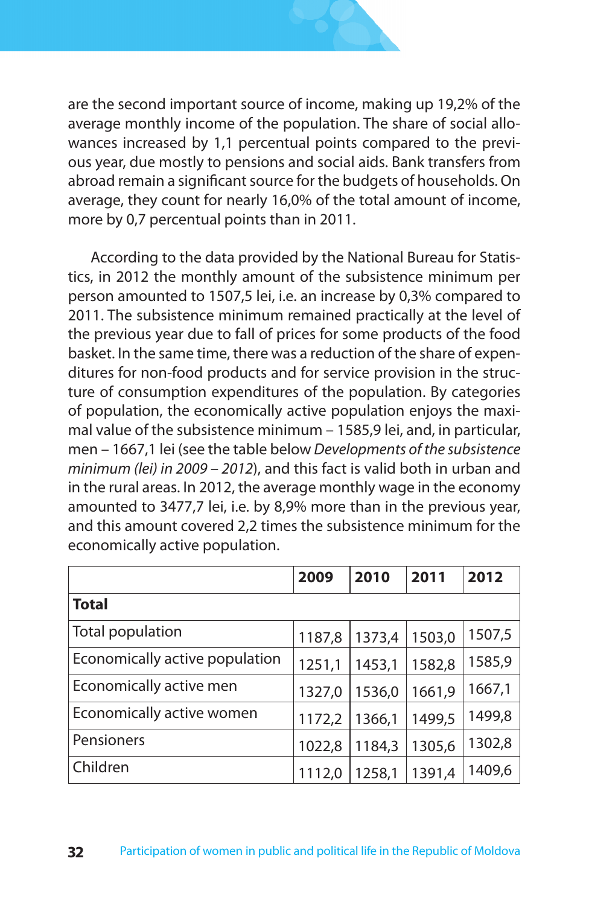are the second important source of income, making up 19,2% of the average monthly income of the population. The share of social allowances increased by 1,1 percentual points compared to the previous year, due mostly to pensions and social aids. Bank transfers from abroad remain a significant source for the budgets of households. On average, they count for nearly 16,0% of the total amount of income, more by 0,7 percentual points than in 2011.

According to the data provided by the National Bureau for Statistics, in 2012 the monthly amount of the subsistence minimum per person amounted to 1507,5 lei, i.e. an increase by 0,3% compared to 2011. The subsistence minimum remained practically at the level of the previous year due to fall of prices for some products of the food basket. In the same time, there was a reduction of the share of expenditures for non-food products and for service provision in the structure of consumption expenditures of the population. By categories of population, the economically active population enjoys the maximal value of the subsistence minimum – 1585,9 lei, and, in particular, men – 1667,1 lei (see the table below *Developments of the subsistence minimum (lei) in 2009 – 2012*), and this fact is valid both in urban and in the rural areas. In 2012, the average monthly wage in the economy amounted to 3477,7 lei, i.e. by 8,9% more than in the previous year, and this amount covered 2,2 times the subsistence minimum for the economically active population.

| | 2009 | 2010 | 2011 | 2012 |
|---|---|---|---|---|
| **Total** | | | | |
| Total population | 1187,8 | 1373,4 | 1503,0 | 1507,5 |
| Economically active population | 1251,1 | 1453,1 | 1582,8 | 1585,9 |
| Economically active men | 1327,0 | 1536,0 | 1661,9 | 1667,1 |
| Economically active women | 1172,2 | 1366,1 | 1499,5 | 1499,8 |
| Pensioners | 1022,8 | 1184,3 | 1305,6 | 1302,8 |
| Children | 1112,0 | 1258,1 | 1391,4 | 1409,6 |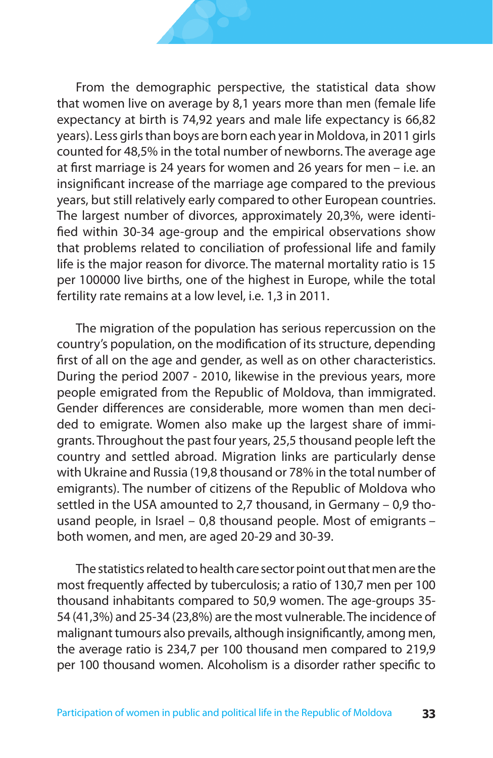From the demographic perspective, the statistical data show that women live on average by 8,1 years more than men (female life expectancy at birth is 74,92 years and male life expectancy is 66,82 years). Less girls than boys are born each year in Moldova, in 2011 girls counted for 48,5% in the total number of newborns. The average age at first marriage is 24 years for women and 26 years for men – i.e. an insignificant increase of the marriage age compared to the previous years, but still relatively early compared to other European countries. The largest number of divorces, approximately 20,3%, were identified within 30-34 age-group and the empirical observations show that problems related to conciliation of professional life and family life is the major reason for divorce. The maternal mortality ratio is 15 per 100000 live births, one of the highest in Europe, while the total fertility rate remains at a low level, i.e. 1,3 in 2011.

The migration of the population has serious repercussion on the country's population, on the modification of its structure, depending first of all on the age and gender, as well as on other characteristics. During the period 2007 - 2010, likewise in the previous years, more people emigrated from the Republic of Moldova, than immigrated. Gender differences are considerable, more women than men decided to emigrate. Women also make up the largest share of immigrants. Throughout the past four years, 25,5 thousand people left the country and settled abroad. Migration links are particularly dense with Ukraine and Russia (19,8 thousand or 78% in the total number of emigrants). The number of citizens of the Republic of Moldova who settled in the USA amounted to 2,7 thousand, in Germany – 0,9 thousand people, in Israel – 0,8 thousand people. Most of emigrants – both women, and men, are aged 20-29 and 30-39.

The statistics related to health care sector point out that men are the most frequently affected by tuberculosis; a ratio of 130,7 men per 100 thousand inhabitants compared to 50,9 women. The age-groups 35-54 (41,3%) and 25-34 (23,8%) are the most vulnerable. The incidence of malignant tumours also prevails, although insignificantly, among men, the average ratio is 234,7 per 100 thousand men compared to 219,9 per 100 thousand women. Alcoholism is a disorder rather specific to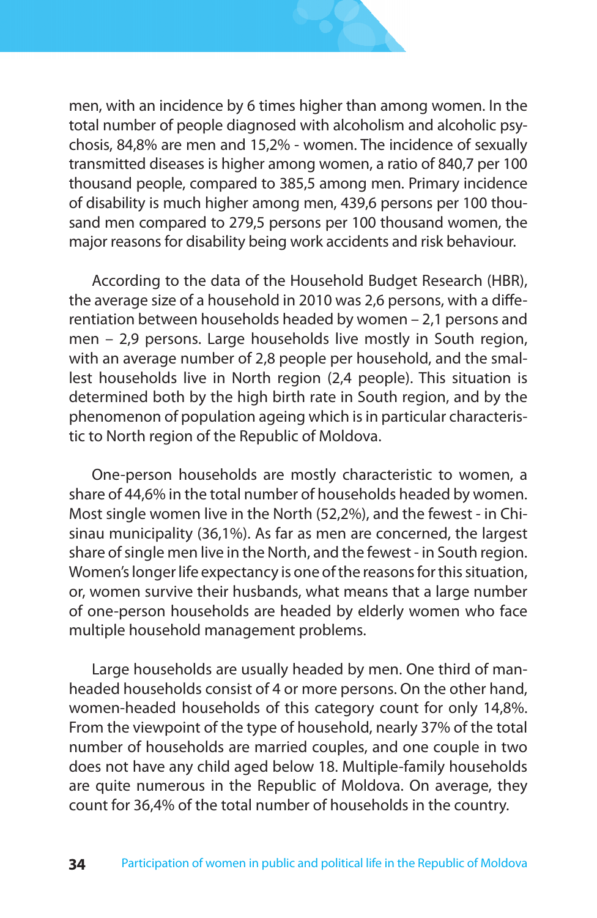men, with an incidence by 6 times higher than among women. In the total number of people diagnosed with alcoholism and alcoholic psychosis, 84,8% are men and 15,2% - women. The incidence of sexually transmitted diseases is higher among women, a ratio of 840,7 per 100 thousand people, compared to 385,5 among men. Primary incidence of disability is much higher among men, 439,6 persons per 100 thousand men compared to 279,5 persons per 100 thousand women, the major reasons for disability being work accidents and risk behaviour.

According to the data of the Household Budget Research (HBR), the average size of a household in 2010 was 2,6 persons, with a differentiation between households headed by women – 2,1 persons and men – 2,9 persons. Large households live mostly in South region, with an average number of 2,8 people per household, and the smallest households live in North region (2,4 people). This situation is determined both by the high birth rate in South region, and by the phenomenon of population ageing which is in particular characteristic to North region of the Republic of Moldova.

One-person households are mostly characteristic to women, a share of 44,6% in the total number of households headed by women. Most single women live in the North (52,2%), and the fewest - in Chisinau municipality (36,1%). As far as men are concerned, the largest share of single men live in the North, and the fewest - in South region. Women's longer life expectancy is one of the reasons for this situation, or, women survive their husbands, what means that a large number of one-person households are headed by elderly women who face multiple household management problems.

Large households are usually headed by men. One third of man-headed households consist of 4 or more persons. On the other hand, women-headed households of this category count for only 14,8%. From the viewpoint of the type of household, nearly 37% of the total number of households are married couples, and one couple in two does not have any child aged below 18. Multiple-family households are quite numerous in the Republic of Moldova. On average, they count for 36,4% of the total number of households in the country.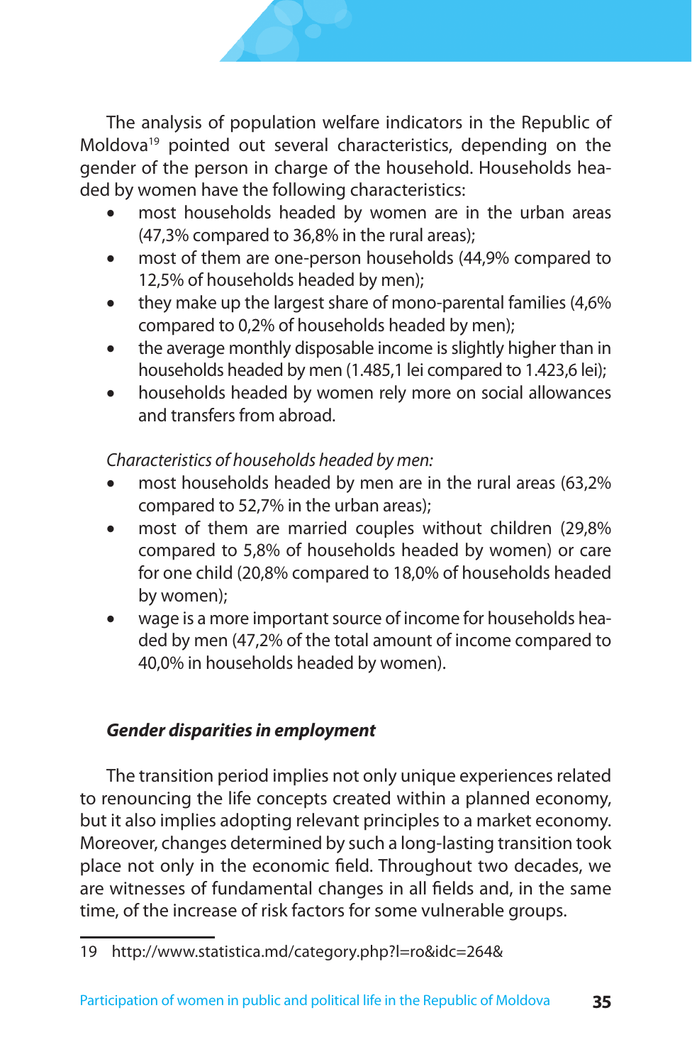The analysis of population welfare indicators in the Republic of Moldova[19] pointed out several characteristics, depending on the gender of the person in charge of the household. Households headed by women have the following characteristics:

- most households headed by women are in the urban areas (47,3% compared to 36,8% in the rural areas);
- most of them are one-person households (44,9% compared to 12,5% of households headed by men);
- they make up the largest share of mono-parental families (4,6% compared to 0,2% of households headed by men);
- the average monthly disposable income is slightly higher than in households headed by men (1.485,1 lei compared to 1.423,6 lei);
- households headed by women rely more on social allowances and transfers from abroad.

*Characteristics of households headed by men:*

- most households headed by men are in the rural areas (63,2% compared to 52,7% in the urban areas);
- most of them are married couples without children (29,8% compared to 5,8% of households headed by women) or care for one child (20,8% compared to 18,0% of households headed by women);
- wage is a more important source of income for households headed by men (47,2% of the total amount of income compared to 40,0% in households headed by women).

### *Gender disparities in employment*

The transition period implies not only unique experiences related to renouncing the life concepts created within a planned economy, but it also implies adopting relevant principles to a market economy. Moreover, changes determined by such a long-lasting transition took place not only in the economic field. Throughout two decades, we are witnesses of fundamental changes in all fields and, in the same time, of the increase of risk factors for some vulnerable groups.

19 http://www.statistica.md/category.php?l=ro&idc=264&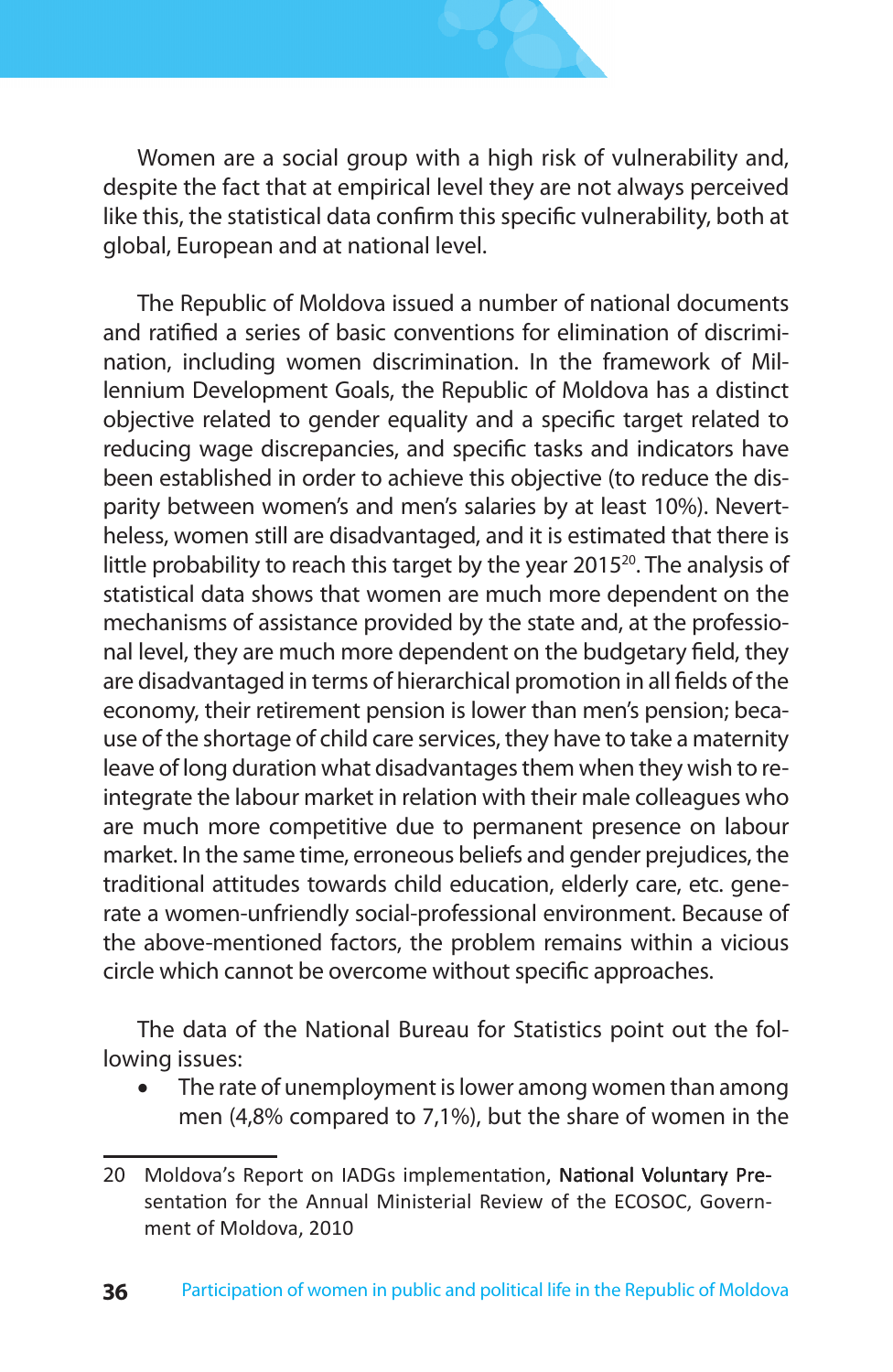Women are a social group with a high risk of vulnerability and, despite the fact that at empirical level they are not always perceived like this, the statistical data confirm this specific vulnerability, both at global, European and at national level.

The Republic of Moldova issued a number of national documents and ratified a series of basic conventions for elimination of discrimination, including women discrimination. In the framework of Millennium Development Goals, the Republic of Moldova has a distinct objective related to gender equality and a specific target related to reducing wage discrepancies, and specific tasks and indicators have been established in order to achieve this objective (to reduce the disparity between women's and men's salaries by at least 10%). Nevertheless, women still are disadvantaged, and it is estimated that there is little probability to reach this target by the year 2015[20]. The analysis of statistical data shows that women are much more dependent on the mechanisms of assistance provided by the state and, at the professional level, they are much more dependent on the budgetary field, they are disadvantaged in terms of hierarchical promotion in all fields of the economy, their retirement pension is lower than men's pension; because of the shortage of child care services, they have to take a maternity leave of long duration what disadvantages them when they wish to reintegrate the labour market in relation with their male colleagues who are much more competitive due to permanent presence on labour market. In the same time, erroneous beliefs and gender prejudices, the traditional attitudes towards child education, elderly care, etc. generate a women-unfriendly social-professional environment. Because of the above-mentioned factors, the problem remains within a vicious circle which cannot be overcome without specific approaches.

The data of the National Bureau for Statistics point out the following issues:

- The rate of unemployment is lower among women than among men (4,8% compared to 7,1%), but the share of women in the

---

20 Moldova's Report on IADGs implementation, National Voluntary Presentation for the Annual Ministerial Review of the ECOSOC, Government of Moldova, 2010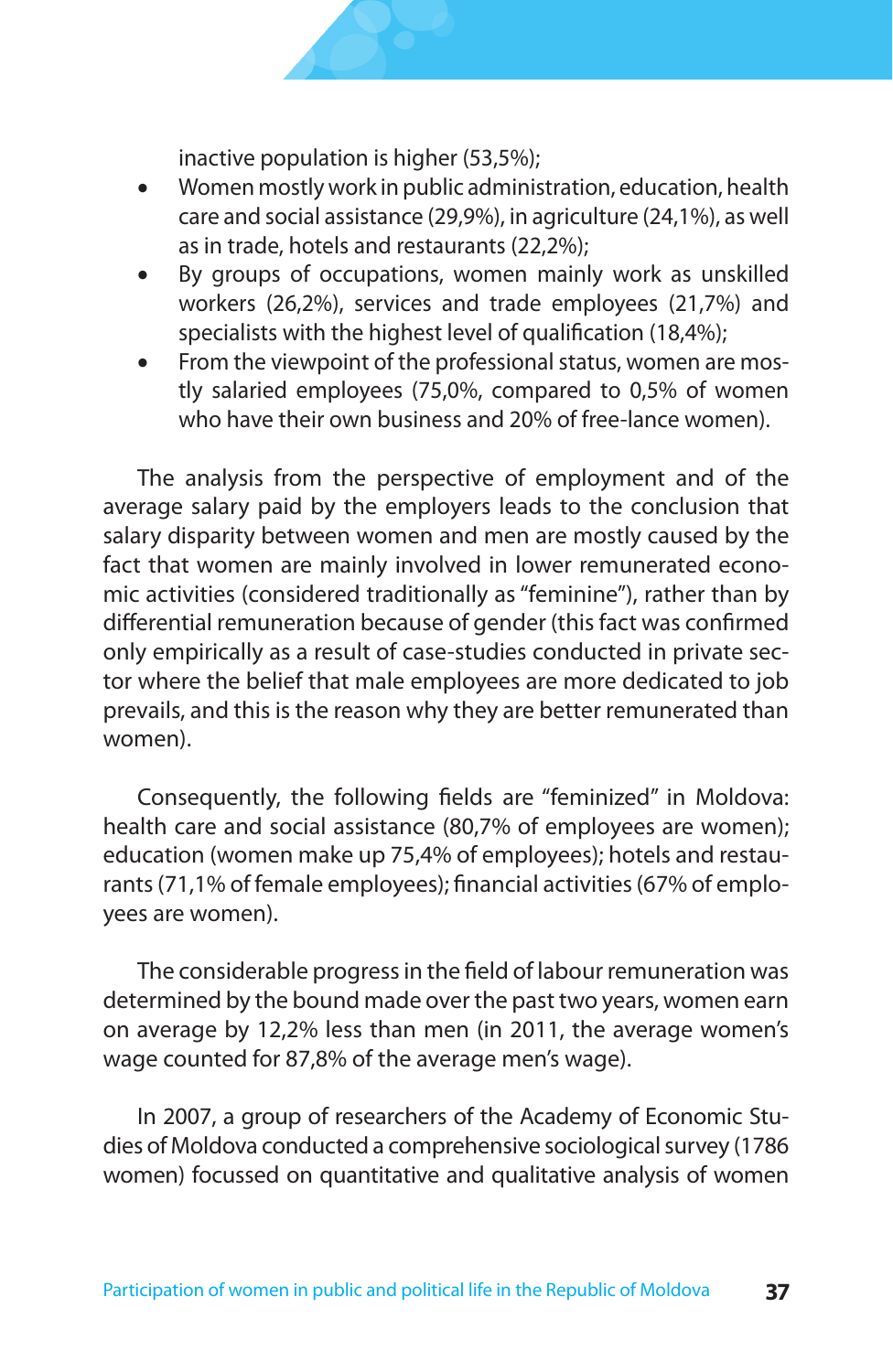inactive population is higher (53,5%);

- Women mostly work in public administration, education, health care and social assistance (29,9%), in agriculture (24,1%), as well as in trade, hotels and restaurants (22,2%);
- By groups of occupations, women mainly work as unskilled workers (26,2%), services and trade employees (21,7%) and specialists with the highest level of qualification (18,4%);
- From the viewpoint of the professional status, women are mostly salaried employees (75,0%, compared to 0,5% of women who have their own business and 20% of free-lance women).

The analysis from the perspective of employment and of the average salary paid by the employers leads to the conclusion that salary disparity between women and men are mostly caused by the fact that women are mainly involved in lower remunerated economic activities (considered traditionally as "feminine"), rather than by differential remuneration because of gender (this fact was confirmed only empirically as a result of case-studies conducted in private sector where the belief that male employees are more dedicated to job prevails, and this is the reason why they are better remunerated than women).

Consequently, the following fields are "feminized" in Moldova: health care and social assistance (80,7% of employees are women); education (women make up 75,4% of employees); hotels and restaurants (71,1% of female employees); financial activities (67% of employees are women).

The considerable progress in the field of labour remuneration was determined by the bound made over the past two years, women earn on average by 12,2% less than men (in 2011, the average women's wage counted for 87,8% of the average men's wage).

In 2007, a group of researchers of the Academy of Economic Studies of Moldova conducted a comprehensive sociological survey (1786 women) focussed on quantitative and qualitative analysis of women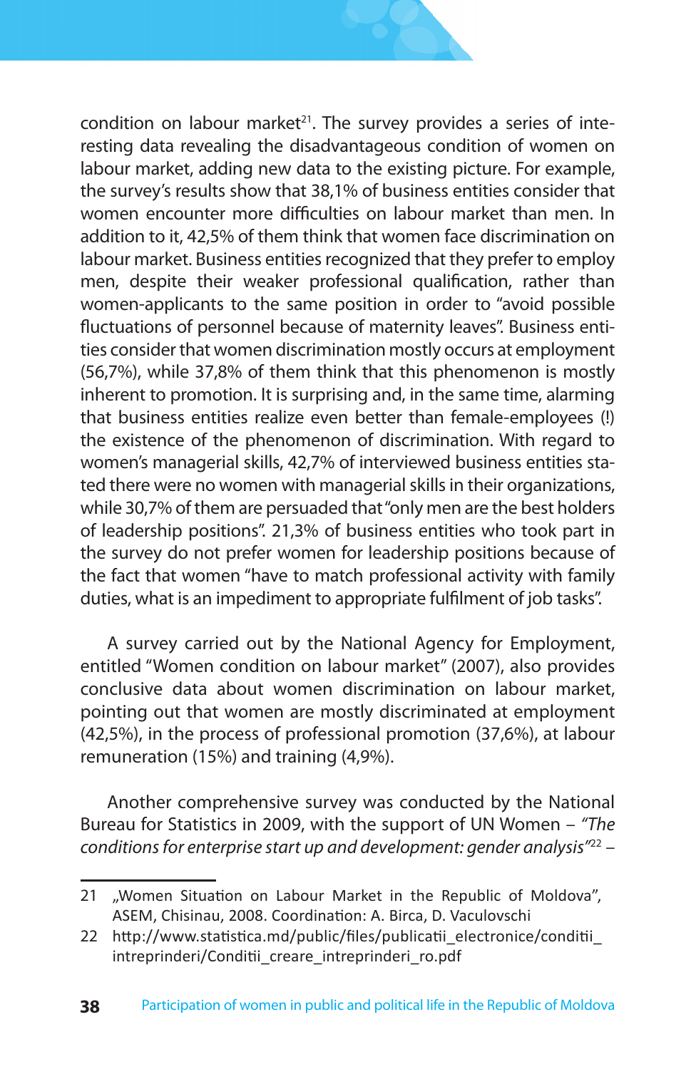condition on labour market[21]. The survey provides a series of interesting data revealing the disadvantageous condition of women on labour market, adding new data to the existing picture. For example, the survey's results show that 38,1% of business entities consider that women encounter more difficulties on labour market than men. In addition to it, 42,5% of them think that women face discrimination on labour market. Business entities recognized that they prefer to employ men, despite their weaker professional qualification, rather than women-applicants to the same position in order to "avoid possible fluctuations of personnel because of maternity leaves". Business entities consider that women discrimination mostly occurs at employment (56,7%), while 37,8% of them think that this phenomenon is mostly inherent to promotion. It is surprising and, in the same time, alarming that business entities realize even better than female-employees (!) the existence of the phenomenon of discrimination. With regard to women's managerial skills, 42,7% of interviewed business entities stated there were no women with managerial skills in their organizations, while 30,7% of them are persuaded that "only men are the best holders of leadership positions". 21,3% of business entities who took part in the survey do not prefer women for leadership positions because of the fact that women "have to match professional activity with family duties, what is an impediment to appropriate fulfilment of job tasks".

A survey carried out by the National Agency for Employment, entitled "Women condition on labour market" (2007), also provides conclusive data about women discrimination on labour market, pointing out that women are mostly discriminated at employment (42,5%), in the process of professional promotion (37,6%), at labour remuneration (15%) and training (4,9%).

Another comprehensive survey was conducted by the National Bureau for Statistics in 2009, with the support of UN Women – *"The conditions for enterprise start up and development: gender analysis"*[22] –

---

21 „Women Situation on Labour Market in the Republic of Moldova", ASEM, Chisinau, 2008. Coordination: A. Birca, D. Vaculovschi

22 http://www.statistica.md/public/files/publicatii_electronice/conditii_intreprinderi/Conditii_creare_intreprinderi_ro.pdf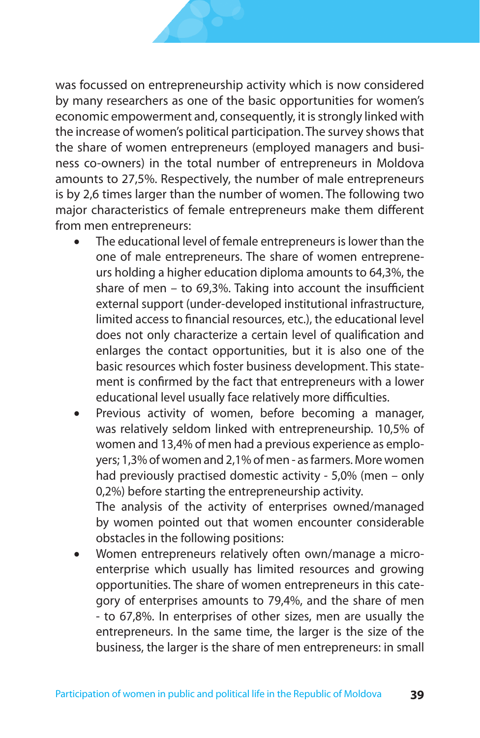was focussed on entrepreneurship activity which is now considered by many researchers as one of the basic opportunities for women's economic empowerment and, consequently, it is strongly linked with the increase of women's political participation. The survey shows that the share of women entrepreneurs (employed managers and business co-owners) in the total number of entrepreneurs in Moldova amounts to 27,5%. Respectively, the number of male entrepreneurs is by 2,6 times larger than the number of women. The following two major characteristics of female entrepreneurs make them different from men entrepreneurs:

- The educational level of female entrepreneurs is lower than the one of male entrepreneurs. The share of women entrepreneurs holding a higher education diploma amounts to 64,3%, the share of men – to 69,3%. Taking into account the insufficient external support (under-developed institutional infrastructure, limited access to financial resources, etc.), the educational level does not only characterize a certain level of qualification and enlarges the contact opportunities, but it is also one of the basic resources which foster business development. This statement is confirmed by the fact that entrepreneurs with a lower educational level usually face relatively more difficulties.
- Previous activity of women, before becoming a manager, was relatively seldom linked with entrepreneurship. 10,5% of women and 13,4% of men had a previous experience as employers; 1,3% of women and 2,1% of men - as farmers. More women had previously practised domestic activity - 5,0% (men – only 0,2%) before starting the entrepreneurship activity.

  The analysis of the activity of enterprises owned/managed by women pointed out that women encounter considerable obstacles in the following positions:
- Women entrepreneurs relatively often own/manage a micro-enterprise which usually has limited resources and growing opportunities. The share of women entrepreneurs in this category of enterprises amounts to 79,4%, and the share of men - to 67,8%. In enterprises of other sizes, men are usually the entrepreneurs. In the same time, the larger is the size of the business, the larger is the share of men entrepreneurs: in small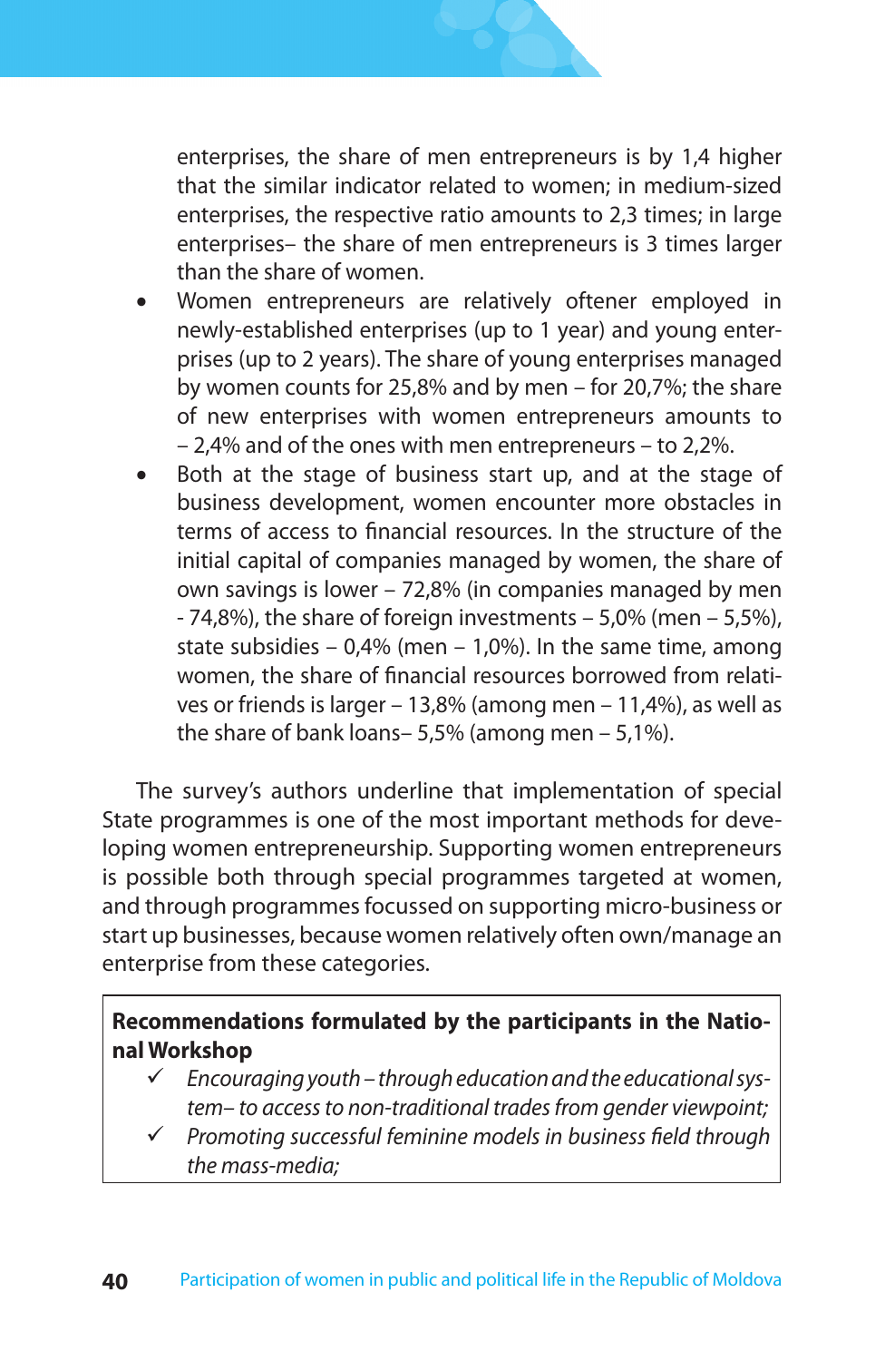enterprises, the share of men entrepreneurs is by 1,4 higher that the similar indicator related to women; in medium-sized enterprises, the respective ratio amounts to 2,3 times; in large enterprises– the share of men entrepreneurs is 3 times larger than the share of women.

- Women entrepreneurs are relatively oftener employed in newly-established enterprises (up to 1 year) and young enterprises (up to 2 years). The share of young enterprises managed by women counts for 25,8% and by men – for 20,7%; the share of new enterprises with women entrepreneurs amounts to – 2,4% and of the ones with men entrepreneurs – to 2,2%.
- Both at the stage of business start up, and at the stage of business development, women encounter more obstacles in terms of access to financial resources. In the structure of the initial capital of companies managed by women, the share of own savings is lower – 72,8% (in companies managed by men - 74,8%), the share of foreign investments – 5,0% (men – 5,5%), state subsidies – 0,4% (men – 1,0%). In the same time, among women, the share of financial resources borrowed from relatives or friends is larger – 13,8% (among men – 11,4%), as well as the share of bank loans– 5,5% (among men – 5,1%).

The survey's authors underline that implementation of special State programmes is one of the most important methods for developing women entrepreneurship. Supporting women entrepreneurs is possible both through special programmes targeted at women, and through programmes focussed on supporting micro-business or start up businesses, because women relatively often own/manage an enterprise from these categories.

**Recommendations formulated by the participants in the National Workshop**

- ✓ *Encouraging youth – through education and the educational system– to access to non-traditional trades from gender viewpoint;*
- ✓ *Promoting successful feminine models in business field through the mass-media;*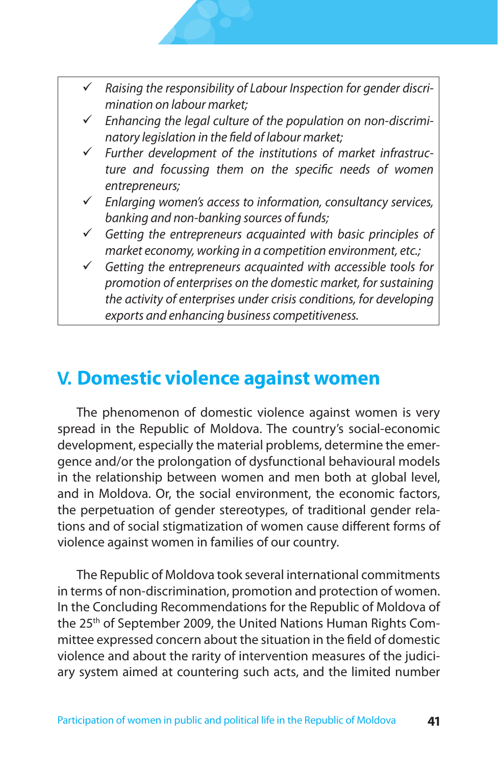- ✓ *Raising the responsibility of Labour Inspection for gender discrimination on labour market;*
- ✓ *Enhancing the legal culture of the population on non-discriminatory legislation in the field of labour market;*
- ✓ *Further development of the institutions of market infrastructure and focussing them on the specific needs of women entrepreneurs;*
- ✓ *Enlarging women's access to information, consultancy services, banking and non-banking sources of funds;*
- ✓ *Getting the entrepreneurs acquainted with basic principles of market economy, working in a competition environment, etc.;*
- ✓ *Getting the entrepreneurs acquainted with accessible tools for promotion of enterprises on the domestic market, for sustaining the activity of enterprises under crisis conditions, for developing exports and enhancing business competitiveness.*

## V. Domestic violence against women

The phenomenon of domestic violence against women is very spread in the Republic of Moldova. The country's social-economic development, especially the material problems, determine the emergence and/or the prolongation of dysfunctional behavioural models in the relationship between women and men both at global level, and in Moldova. Or, the social environment, the economic factors, the perpetuation of gender stereotypes, of traditional gender relations and of social stigmatization of women cause different forms of violence against women in families of our country.

The Republic of Moldova took several international commitments in terms of non-discrimination, promotion and protection of women. In the Concluding Recommendations for the Republic of Moldova of the 25th of September 2009, the United Nations Human Rights Committee expressed concern about the situation in the field of domestic violence and about the rarity of intervention measures of the judiciary system aimed at countering such acts, and the limited number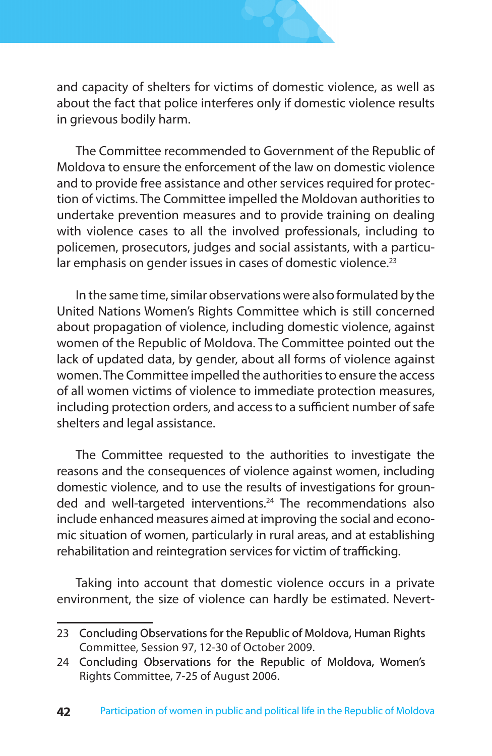and capacity of shelters for victims of domestic violence, as well as about the fact that police interferes only if domestic violence results in grievous bodily harm.

The Committee recommended to Government of the Republic of Moldova to ensure the enforcement of the law on domestic violence and to provide free assistance and other services required for protection of victims. The Committee impelled the Moldovan authorities to undertake prevention measures and to provide training on dealing with violence cases to all the involved professionals, including to policemen, prosecutors, judges and social assistants, with a particular emphasis on gender issues in cases of domestic violence.[23]

In the same time, similar observations were also formulated by the United Nations Women's Rights Committee which is still concerned about propagation of violence, including domestic violence, against women of the Republic of Moldova. The Committee pointed out the lack of updated data, by gender, about all forms of violence against women. The Committee impelled the authorities to ensure the access of all women victims of violence to immediate protection measures, including protection orders, and access to a sufficient number of safe shelters and legal assistance.

The Committee requested to the authorities to investigate the reasons and the consequences of violence against women, including domestic violence, and to use the results of investigations for grounded and well-targeted interventions.[24] The recommendations also include enhanced measures aimed at improving the social and economic situation of women, particularly in rural areas, and at establishing rehabilitation and reintegration services for victim of trafficking.

Taking into account that domestic violence occurs in a private environment, the size of violence can hardly be estimated. Nevert-

---

23 Concluding Observations for the Republic of Moldova, Human Rights Committee, Session 97, 12-30 of October 2009.

24 Concluding Observations for the Republic of Moldova, Women's Rights Committee, 7-25 of August 2006.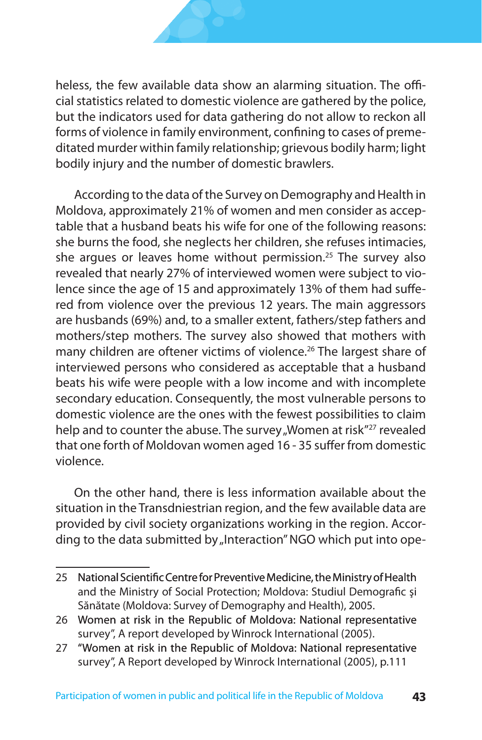heless, the few available data show an alarming situation. The official statistics related to domestic violence are gathered by the police, but the indicators used for data gathering do not allow to reckon all forms of violence in family environment, confining to cases of premeditated murder within family relationship; grievous bodily harm; light bodily injury and the number of domestic brawlers.

According to the data of the Survey on Demography and Health in Moldova, approximately 21% of women and men consider as acceptable that a husband beats his wife for one of the following reasons: she burns the food, she neglects her children, she refuses intimacies, she argues or leaves home without permission.[25] The survey also revealed that nearly 27% of interviewed women were subject to violence since the age of 15 and approximately 13% of them had suffered from violence over the previous 12 years. The main aggressors are husbands (69%) and, to a smaller extent, fathers/step fathers and mothers/step mothers. The survey also showed that mothers with many children are oftener victims of violence.[26] The largest share of interviewed persons who considered as acceptable that a husband beats his wife were people with a low income and with incomplete secondary education. Consequently, the most vulnerable persons to domestic violence are the ones with the fewest possibilities to claim help and to counter the abuse. The survey „Women at risk"[27] revealed that one forth of Moldovan women aged 16 - 35 suffer from domestic violence.

On the other hand, there is less information available about the situation in the Transdniestrian region, and the few available data are provided by civil society organizations working in the region. According to the data submitted by „Interaction" NGO which put into ope-

---

25 National Scientific Centre for Preventive Medicine, the Ministry of Health and the Ministry of Social Protection; Moldova: Studiul Demografic şi Sănătate (Moldova: Survey of Demography and Health), 2005.

26 Women at risk in the Republic of Moldova: National representative survey", A report developed by Winrock International (2005).

27 "Women at risk in the Republic of Moldova: National representative survey", A Report developed by Winrock International (2005), p.111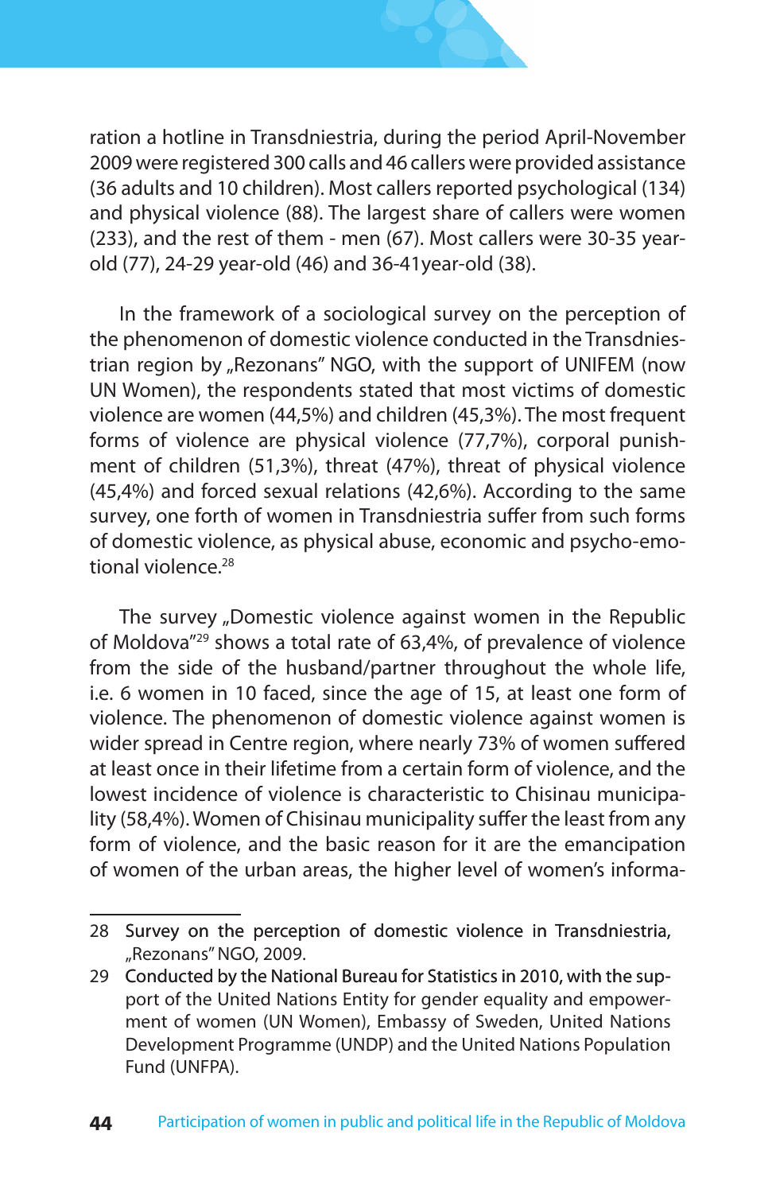ration a hotline in Transdniestria, during the period April-November 2009 were registered 300 calls and 46 callers were provided assistance (36 adults and 10 children). Most callers reported psychological (134) and physical violence (88). The largest share of callers were women (233), and the rest of them - men (67). Most callers were 30-35 year-old (77), 24-29 year-old (46) and 36-41year-old (38).

In the framework of a sociological survey on the perception of the phenomenon of domestic violence conducted in the Transdniestrian region by „Rezonans" NGO, with the support of UNIFEM (now UN Women), the respondents stated that most victims of domestic violence are women (44,5%) and children (45,3%). The most frequent forms of violence are physical violence (77,7%), corporal punishment of children (51,3%), threat (47%), threat of physical violence (45,4%) and forced sexual relations (42,6%). According to the same survey, one forth of women in Transdniestria suffer from such forms of domestic violence, as physical abuse, economic and psycho-emotional violence.[28]

The survey „Domestic violence against women in the Republic of Moldova"[29] shows a total rate of 63,4%, of prevalence of violence from the side of the husband/partner throughout the whole life, i.e. 6 women in 10 faced, since the age of 15, at least one form of violence. The phenomenon of domestic violence against women is wider spread in Centre region, where nearly 73% of women suffered at least once in their lifetime from a certain form of violence, and the lowest incidence of violence is characteristic to Chisinau municipality (58,4%). Women of Chisinau municipality suffer the least from any form of violence, and the basic reason for it are the emancipation of women of the urban areas, the higher level of women's informa-

---

28 Survey on the perception of domestic violence in Transdniestria, „Rezonans" NGO, 2009.

29 Conducted by the National Bureau for Statistics in 2010, with the support of the United Nations Entity for gender equality and empowerment of women (UN Women), Embassy of Sweden, United Nations Development Programme (UNDP) and the United Nations Population Fund (UNFPA).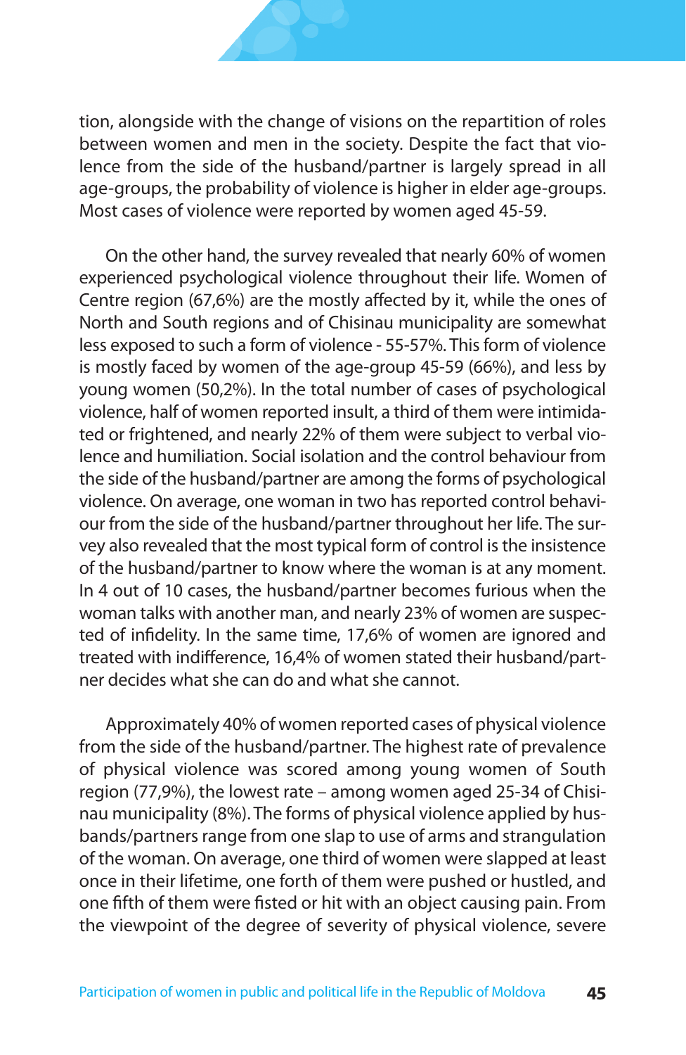tion, alongside with the change of visions on the repartition of roles between women and men in the society. Despite the fact that violence from the side of the husband/partner is largely spread in all age-groups, the probability of violence is higher in elder age-groups. Most cases of violence were reported by women aged 45-59.

On the other hand, the survey revealed that nearly 60% of women experienced psychological violence throughout their life. Women of Centre region (67,6%) are the mostly affected by it, while the ones of North and South regions and of Chisinau municipality are somewhat less exposed to such a form of violence - 55-57%. This form of violence is mostly faced by women of the age-group 45-59 (66%), and less by young women (50,2%). In the total number of cases of psychological violence, half of women reported insult, a third of them were intimidated or frightened, and nearly 22% of them were subject to verbal violence and humiliation. Social isolation and the control behaviour from the side of the husband/partner are among the forms of psychological violence. On average, one woman in two has reported control behaviour from the side of the husband/partner throughout her life. The survey also revealed that the most typical form of control is the insistence of the husband/partner to know where the woman is at any moment. In 4 out of 10 cases, the husband/partner becomes furious when the woman talks with another man, and nearly 23% of women are suspected of infidelity. In the same time, 17,6% of women are ignored and treated with indifference, 16,4% of women stated their husband/partner decides what she can do and what she cannot.

Approximately 40% of women reported cases of physical violence from the side of the husband/partner. The highest rate of prevalence of physical violence was scored among young women of South region (77,9%), the lowest rate – among women aged 25-34 of Chisinau municipality (8%). The forms of physical violence applied by husbands/partners range from one slap to use of arms and strangulation of the woman. On average, one third of women were slapped at least once in their lifetime, one forth of them were pushed or hustled, and one fifth of them were fisted or hit with an object causing pain. From the viewpoint of the degree of severity of physical violence, severe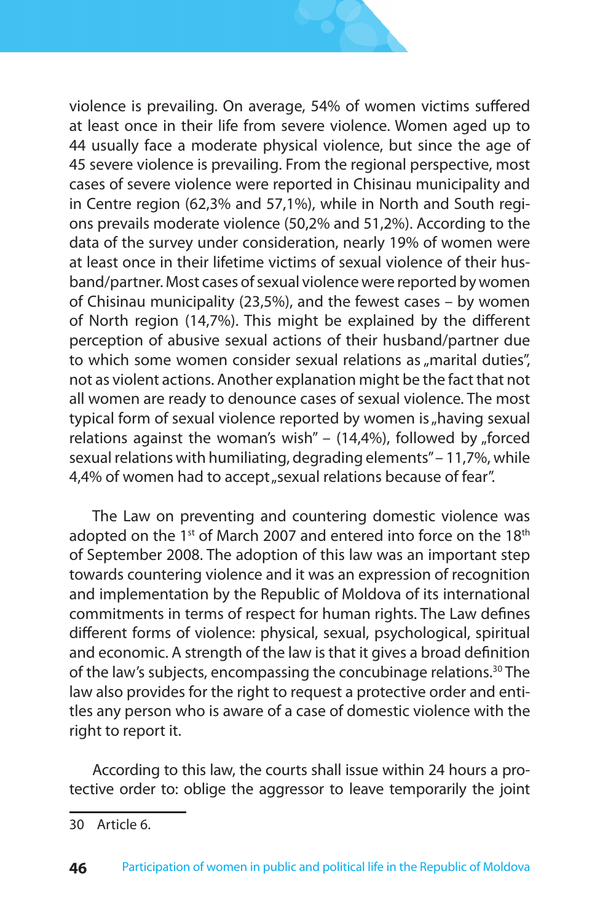violence is prevailing. On average, 54% of women victims suffered at least once in their life from severe violence. Women aged up to 44 usually face a moderate physical violence, but since the age of 45 severe violence is prevailing. From the regional perspective, most cases of severe violence were reported in Chisinau municipality and in Centre region (62,3% and 57,1%), while in North and South regions prevails moderate violence (50,2% and 51,2%). According to the data of the survey under consideration, nearly 19% of women were at least once in their lifetime victims of sexual violence of their husband/partner. Most cases of sexual violence were reported by women of Chisinau municipality (23,5%), and the fewest cases – by women of North region (14,7%). This might be explained by the different perception of abusive sexual actions of their husband/partner due to which some women consider sexual relations as „marital duties", not as violent actions. Another explanation might be the fact that not all women are ready to denounce cases of sexual violence. The most typical form of sexual violence reported by women is „having sexual relations against the woman's wish" – (14,4%), followed by „forced sexual relations with humiliating, degrading elements" – 11,7%, while 4,4% of women had to accept „sexual relations because of fear".

The Law on preventing and countering domestic violence was adopted on the 1st of March 2007 and entered into force on the 18th of September 2008. The adoption of this law was an important step towards countering violence and it was an expression of recognition and implementation by the Republic of Moldova of its international commitments in terms of respect for human rights. The Law defines different forms of violence: physical, sexual, psychological, spiritual and economic. A strength of the law is that it gives a broad definition of the law's subjects, encompassing the concubinage relations.[30] The law also provides for the right to request a protective order and entitles any person who is aware of a case of domestic violence with the right to report it.

According to this law, the courts shall issue within 24 hours a protective order to: oblige the aggressor to leave temporarily the joint

30 Article 6.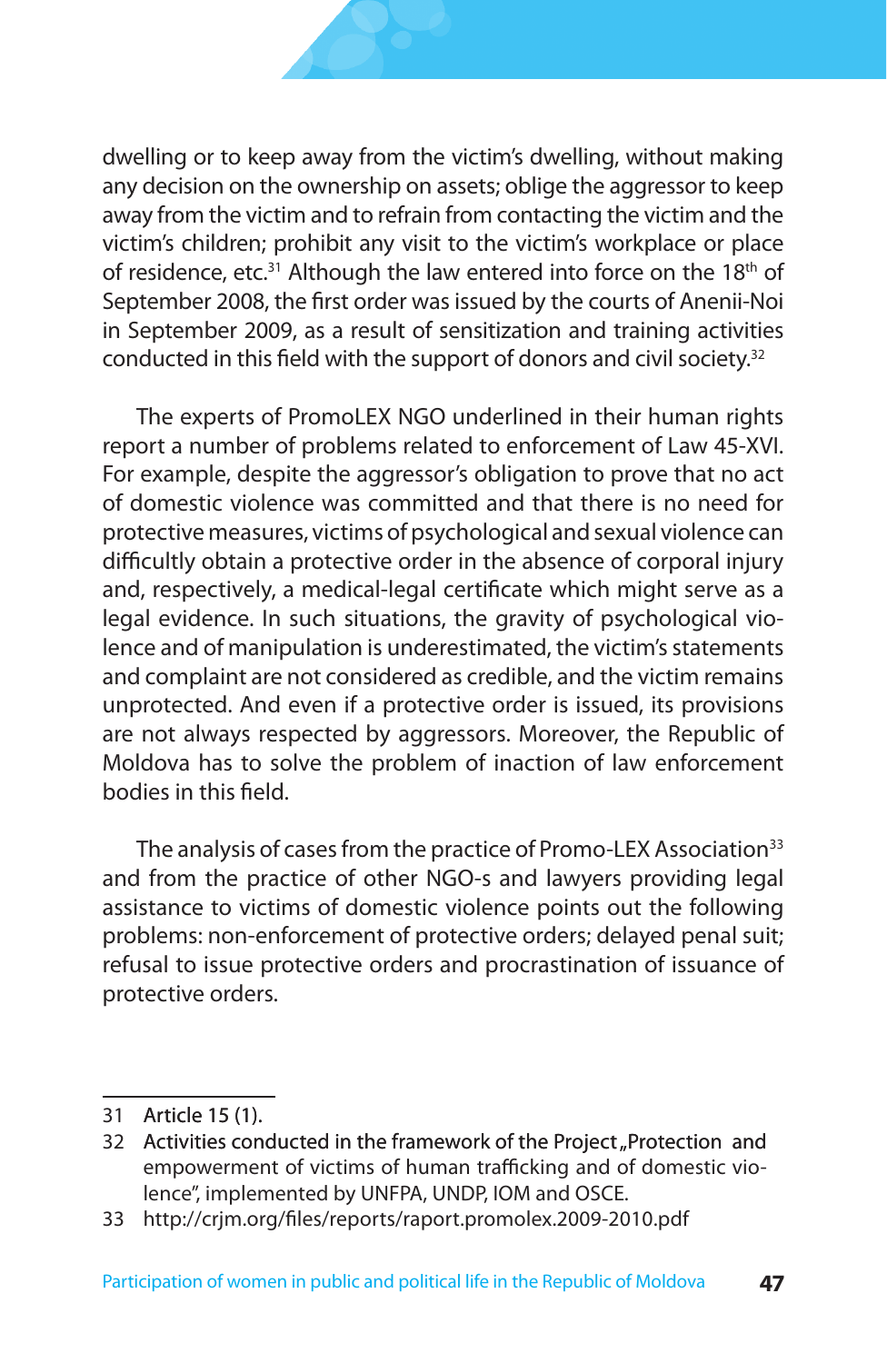dwelling or to keep away from the victim's dwelling, without making any decision on the ownership on assets; oblige the aggressor to keep away from the victim and to refrain from contacting the victim and the victim's children; prohibit any visit to the victim's workplace or place of residence, etc.[31] Although the law entered into force on the 18th of September 2008, the first order was issued by the courts of Anenii-Noi in September 2009, as a result of sensitization and training activities conducted in this field with the support of donors and civil society.[32]

The experts of PromoLEX NGO underlined in their human rights report a number of problems related to enforcement of Law 45-XVI. For example, despite the aggressor's obligation to prove that no act of domestic violence was committed and that there is no need for protective measures, victims of psychological and sexual violence can difficultly obtain a protective order in the absence of corporal injury and, respectively, a medical-legal certificate which might serve as a legal evidence. In such situations, the gravity of psychological violence and of manipulation is underestimated, the victim's statements and complaint are not considered as credible, and the victim remains unprotected. And even if a protective order is issued, its provisions are not always respected by aggressors. Moreover, the Republic of Moldova has to solve the problem of inaction of law enforcement bodies in this field.

The analysis of cases from the practice of Promo-LEX Association[33] and from the practice of other NGO-s and lawyers providing legal assistance to victims of domestic violence points out the following problems: non-enforcement of protective orders; delayed penal suit; refusal to issue protective orders and procrastination of issuance of protective orders.

---

31 Article 15 (1).

32 Activities conducted in the framework of the Project „Protection and empowerment of victims of human trafficking and of domestic violence", implemented by UNFPA, UNDP, IOM and OSCE.

33 http://crjm.org/files/reports/raport.promolex.2009-2010.pdf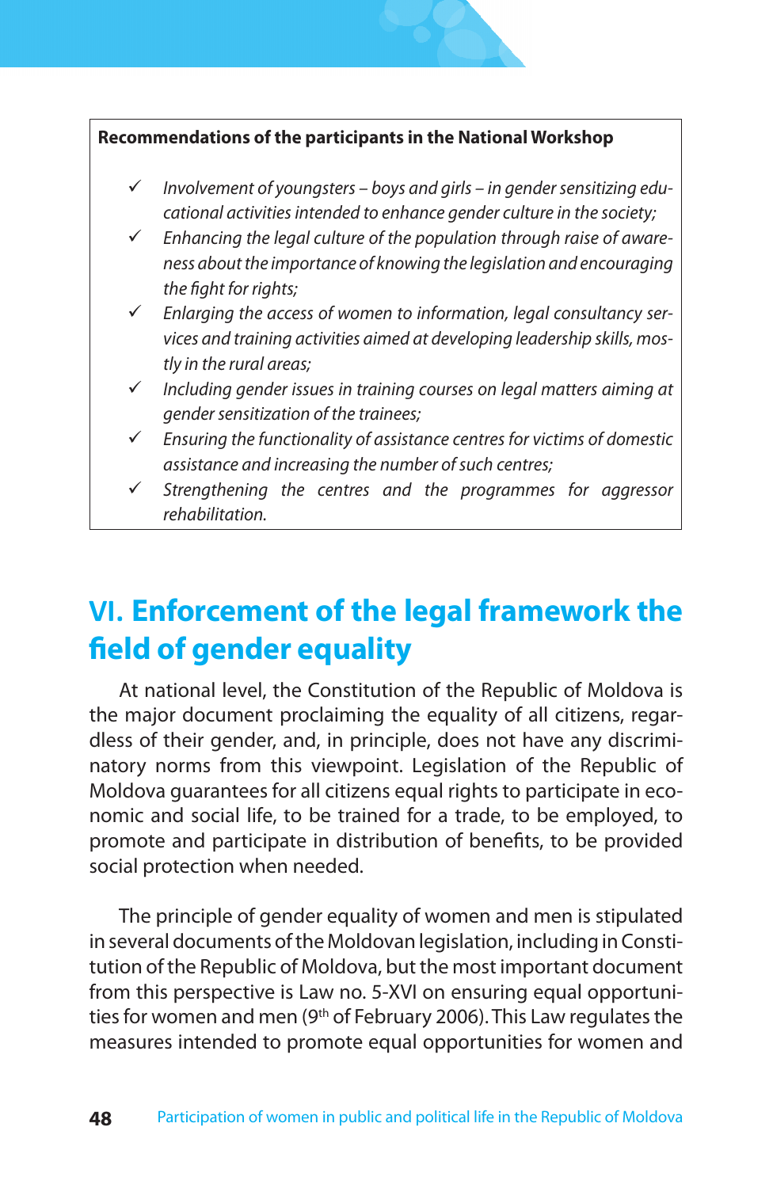**Recommendations of the participants in the National Workshop**

- ✓ *Involvement of youngsters – boys and girls – in gender sensitizing educational activities intended to enhance gender culture in the society;*
- ✓ *Enhancing the legal culture of the population through raise of awareness about the importance of knowing the legislation and encouraging the fight for rights;*
- ✓ *Enlarging the access of women to information, legal consultancy services and training activities aimed at developing leadership skills, mostly in the rural areas;*
- ✓ *Including gender issues in training courses on legal matters aiming at gender sensitization of the trainees;*
- ✓ *Ensuring the functionality of assistance centres for victims of domestic assistance and increasing the number of such centres;*
- ✓ *Strengthening the centres and the programmes for aggressor rehabilitation.*

# VI. Enforcement of the legal framework the field of gender equality

At national level, the Constitution of the Republic of Moldova is the major document proclaiming the equality of all citizens, regardless of their gender, and, in principle, does not have any discriminatory norms from this viewpoint. Legislation of the Republic of Moldova guarantees for all citizens equal rights to participate in economic and social life, to be trained for a trade, to be employed, to promote and participate in distribution of benefits, to be provided social protection when needed.

The principle of gender equality of women and men is stipulated in several documents of the Moldovan legislation, including in Constitution of the Republic of Moldova, but the most important document from this perspective is Law no. 5-XVI on ensuring equal opportunities for women and men (9th of February 2006). This Law regulates the measures intended to promote equal opportunities for women and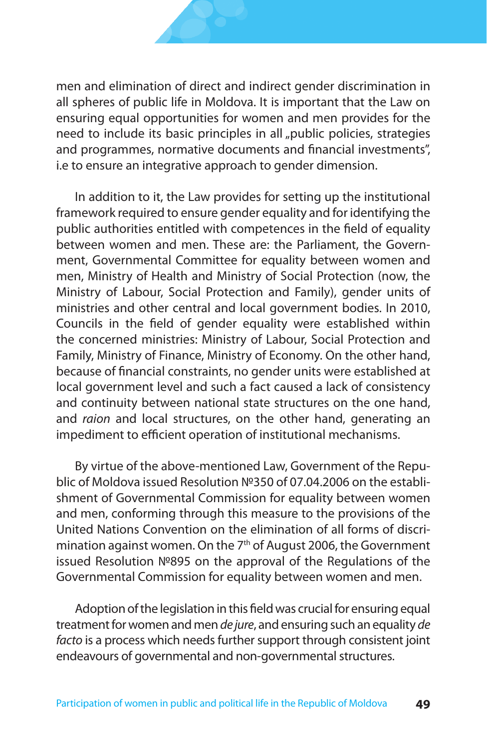men and elimination of direct and indirect gender discrimination in all spheres of public life in Moldova. It is important that the Law on ensuring equal opportunities for women and men provides for the need to include its basic principles in all „public policies, strategies and programmes, normative documents and financial investments", i.e to ensure an integrative approach to gender dimension.

In addition to it, the Law provides for setting up the institutional framework required to ensure gender equality and for identifying the public authorities entitled with competences in the field of equality between women and men. These are: the Parliament, the Government, Governmental Committee for equality between women and men, Ministry of Health and Ministry of Social Protection (now, the Ministry of Labour, Social Protection and Family), gender units of ministries and other central and local government bodies. In 2010, Councils in the field of gender equality were established within the concerned ministries: Ministry of Labour, Social Protection and Family, Ministry of Finance, Ministry of Economy. On the other hand, because of financial constraints, no gender units were established at local government level and such a fact caused a lack of consistency and continuity between national state structures on the one hand, and *raion* and local structures, on the other hand, generating an impediment to efficient operation of institutional mechanisms.

By virtue of the above-mentioned Law, Government of the Republic of Moldova issued Resolution №350 of 07.04.2006 on the establishment of Governmental Commission for equality between women and men, conforming through this measure to the provisions of the United Nations Convention on the elimination of all forms of discrimination against women. On the 7th of August 2006, the Government issued Resolution №895 on the approval of the Regulations of the Governmental Commission for equality between women and men.

Adoption of the legislation in this field was crucial for ensuring equal treatment for women and men *de jure*, and ensuring such an equality *de facto* is a process which needs further support through consistent joint endeavours of governmental and non-governmental structures.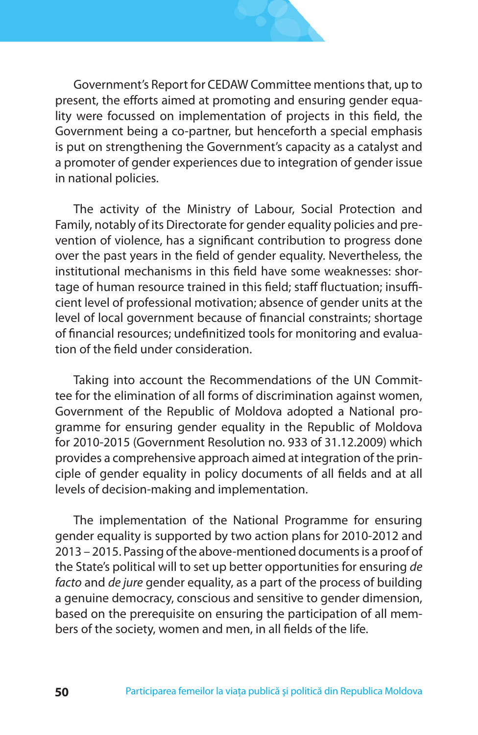Government's Report for CEDAW Committee mentions that, up to present, the efforts aimed at promoting and ensuring gender equality were focussed on implementation of projects in this field, the Government being a co-partner, but henceforth a special emphasis is put on strengthening the Government's capacity as a catalyst and a promoter of gender experiences due to integration of gender issue in national policies.

The activity of the Ministry of Labour, Social Protection and Family, notably of its Directorate for gender equality policies and prevention of violence, has a significant contribution to progress done over the past years in the field of gender equality. Nevertheless, the institutional mechanisms in this field have some weaknesses: shortage of human resource trained in this field; staff fluctuation; insufficient level of professional motivation; absence of gender units at the level of local government because of financial constraints; shortage of financial resources; undefinitized tools for monitoring and evaluation of the field under consideration.

Taking into account the Recommendations of the UN Committee for the elimination of all forms of discrimination against women, Government of the Republic of Moldova adopted a National programme for ensuring gender equality in the Republic of Moldova for 2010-2015 (Government Resolution no. 933 of 31.12.2009) which provides a comprehensive approach aimed at integration of the principle of gender equality in policy documents of all fields and at all levels of decision-making and implementation.

The implementation of the National Programme for ensuring gender equality is supported by two action plans for 2010-2012 and 2013 – 2015. Passing of the above-mentioned documents is a proof of the State's political will to set up better opportunities for ensuring *de facto* and *de jure* gender equality, as a part of the process of building a genuine democracy, conscious and sensitive to gender dimension, based on the prerequisite on ensuring the participation of all members of the society, women and men, in all fields of the life.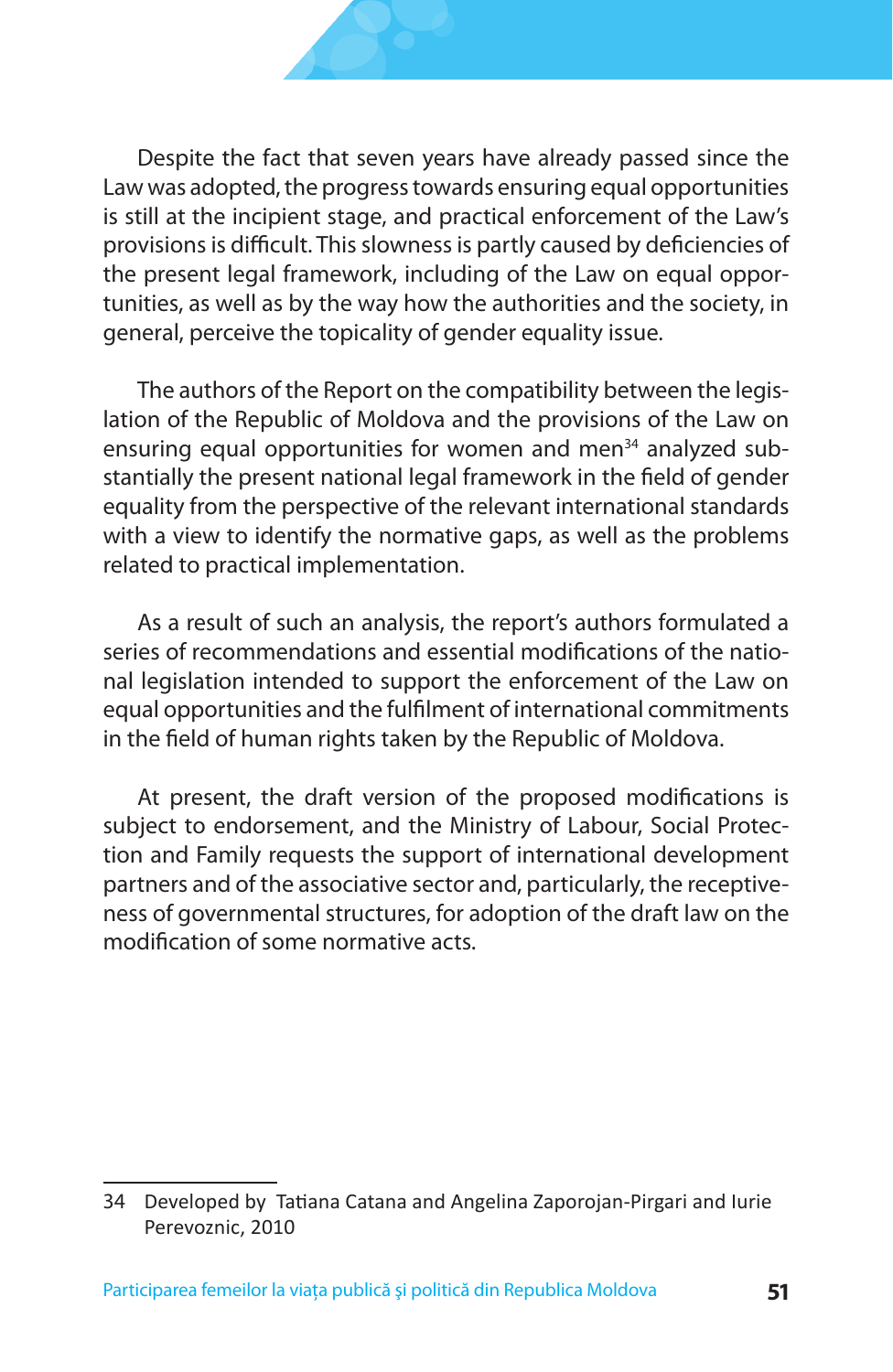Despite the fact that seven years have already passed since the Law was adopted, the progress towards ensuring equal opportunities is still at the incipient stage, and practical enforcement of the Law's provisions is difficult. This slowness is partly caused by deficiencies of the present legal framework, including of the Law on equal opportunities, as well as by the way how the authorities and the society, in general, perceive the topicality of gender equality issue.

The authors of the Report on the compatibility between the legislation of the Republic of Moldova and the provisions of the Law on ensuring equal opportunities for women and men[34] analyzed substantially the present national legal framework in the field of gender equality from the perspective of the relevant international standards with a view to identify the normative gaps, as well as the problems related to practical implementation.

As a result of such an analysis, the report's authors formulated a series of recommendations and essential modifications of the national legislation intended to support the enforcement of the Law on equal opportunities and the fulfilment of international commitments in the field of human rights taken by the Republic of Moldova.

At present, the draft version of the proposed modifications is subject to endorsement, and the Ministry of Labour, Social Protection and Family requests the support of international development partners and of the associative sector and, particularly, the receptiveness of governmental structures, for adoption of the draft law on the modification of some normative acts.

---

34 Developed by Tatiana Catana and Angelina Zaporojan-Pirgari and Iurie Perevoznic, 2010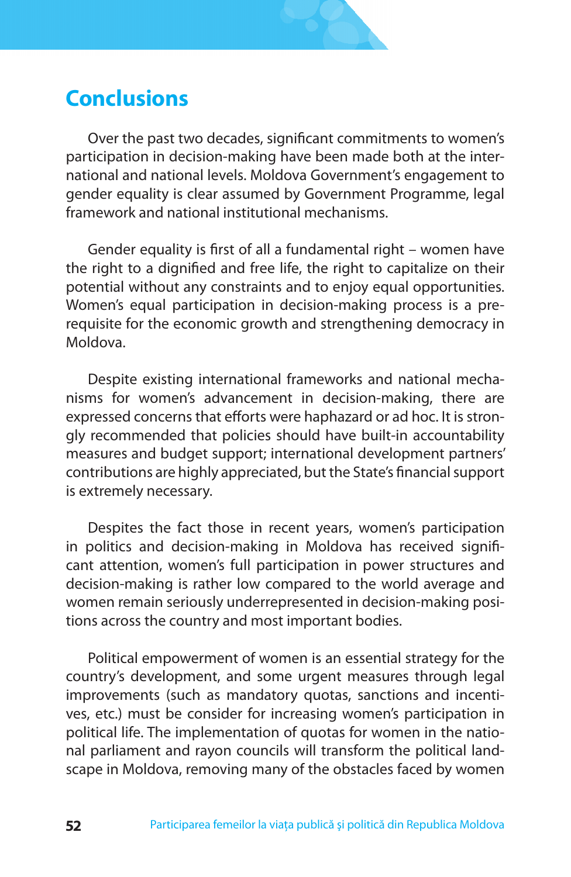## Conclusions

Over the past two decades, significant commitments to women's participation in decision-making have been made both at the international and national levels. Moldova Government's engagement to gender equality is clear assumed by Government Programme, legal framework and national institutional mechanisms.

Gender equality is first of all a fundamental right – women have the right to a dignified and free life, the right to capitalize on their potential without any constraints and to enjoy equal opportunities. Women's equal participation in decision-making process is a prerequisite for the economic growth and strengthening democracy in Moldova.

Despite existing international frameworks and national mechanisms for women's advancement in decision-making, there are expressed concerns that efforts were haphazard or ad hoc. It is strongly recommended that policies should have built-in accountability measures and budget support; international development partners' contributions are highly appreciated, but the State's financial support is extremely necessary.

Despites the fact those in recent years, women's participation in politics and decision-making in Moldova has received significant attention, women's full participation in power structures and decision-making is rather low compared to the world average and women remain seriously underrepresented in decision-making positions across the country and most important bodies.

Political empowerment of women is an essential strategy for the country's development, and some urgent measures through legal improvements (such as mandatory quotas, sanctions and incentives, etc.) must be consider for increasing women's participation in political life. The implementation of quotas for women in the national parliament and rayon councils will transform the political landscape in Moldova, removing many of the obstacles faced by women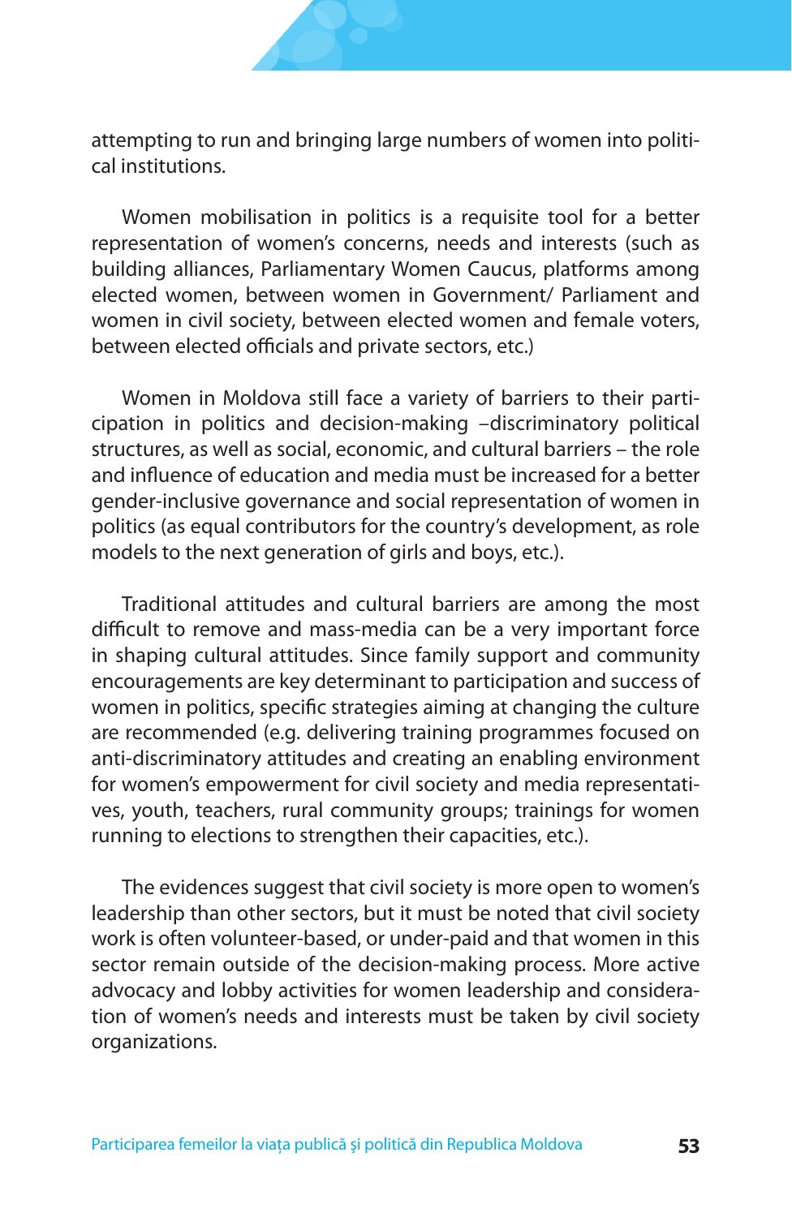attempting to run and bringing large numbers of women into political institutions.

Women mobilisation in politics is a requisite tool for a better representation of women's concerns, needs and interests (such as building alliances, Parliamentary Women Caucus, platforms among elected women, between women in Government/ Parliament and women in civil society, between elected women and female voters, between elected officials and private sectors, etc.)

Women in Moldova still face a variety of barriers to their participation in politics and decision-making –discriminatory political structures, as well as social, economic, and cultural barriers – the role and influence of education and media must be increased for a better gender-inclusive governance and social representation of women in politics (as equal contributors for the country's development, as role models to the next generation of girls and boys, etc.).

Traditional attitudes and cultural barriers are among the most difficult to remove and mass-media can be a very important force in shaping cultural attitudes. Since family support and community encouragements are key determinant to participation and success of women in politics, specific strategies aiming at changing the culture are recommended (e.g. delivering training programmes focused on anti-discriminatory attitudes and creating an enabling environment for women's empowerment for civil society and media representatives, youth, teachers, rural community groups; trainings for women running to elections to strengthen their capacities, etc.).

The evidences suggest that civil society is more open to women's leadership than other sectors, but it must be noted that civil society work is often volunteer-based, or under-paid and that women in this sector remain outside of the decision-making process. More active advocacy and lobby activities for women leadership and consideration of women's needs and interests must be taken by civil society organizations.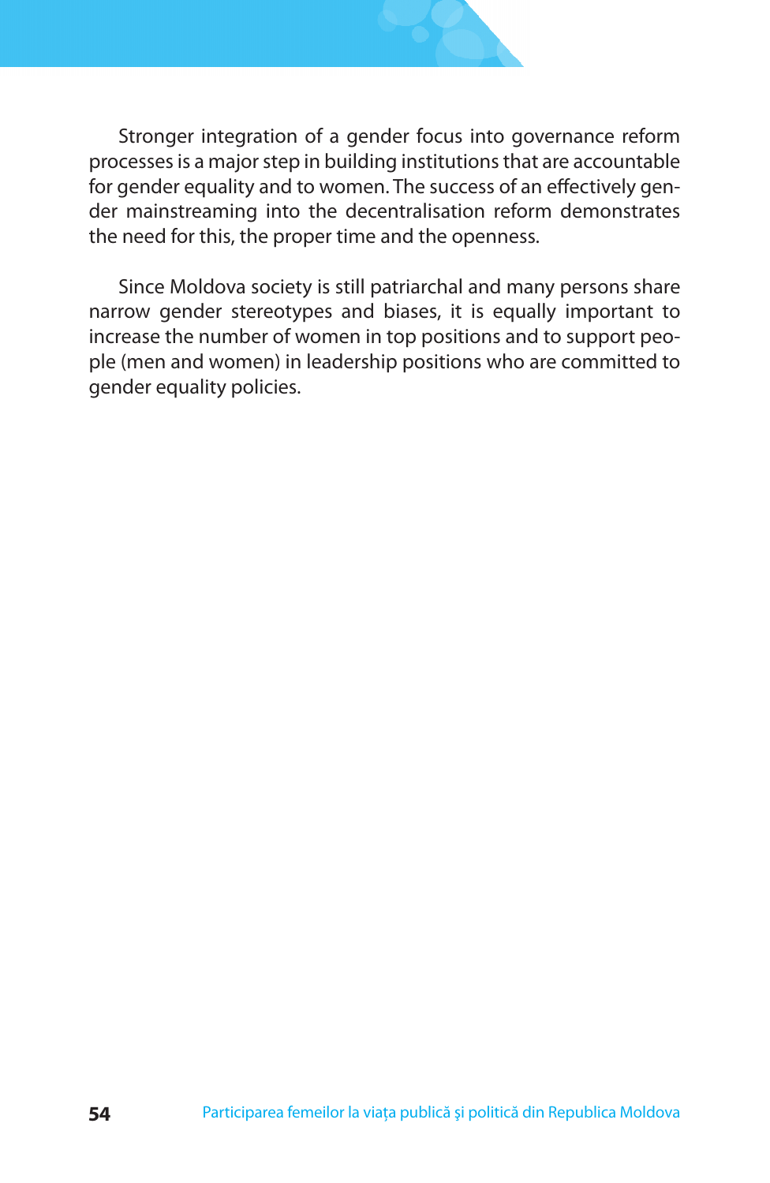Stronger integration of a gender focus into governance reform processes is a major step in building institutions that are accountable for gender equality and to women. The success of an effectively gender mainstreaming into the decentralisation reform demonstrates the need for this, the proper time and the openness.

Since Moldova society is still patriarchal and many persons share narrow gender stereotypes and biases, it is equally important to increase the number of women in top positions and to support people (men and women) in leadership positions who are committed to gender equality policies.